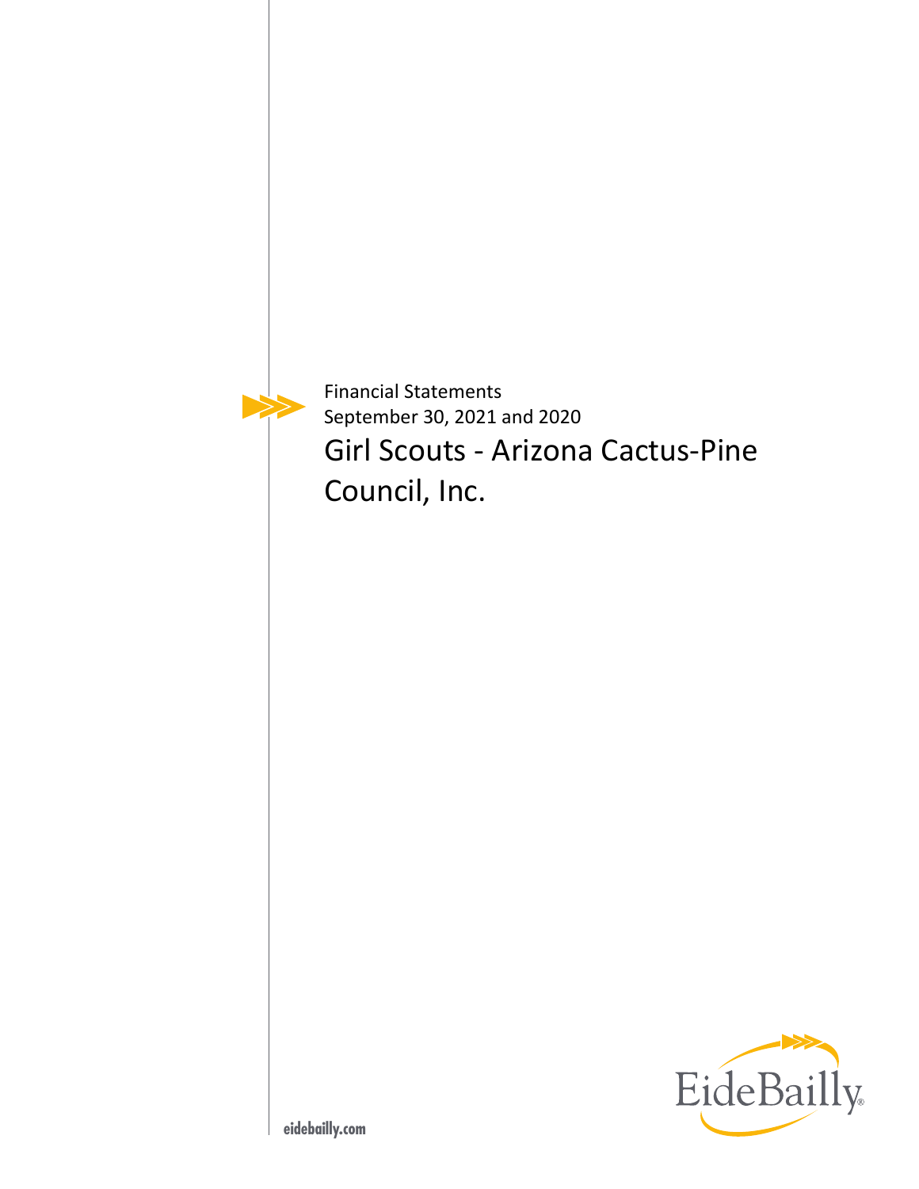Financial Statements
September 30, 2021 and 2020

# Girl Scouts - Arizona Cactus-Pine Council, Inc.

EideBailly

eidebailly.com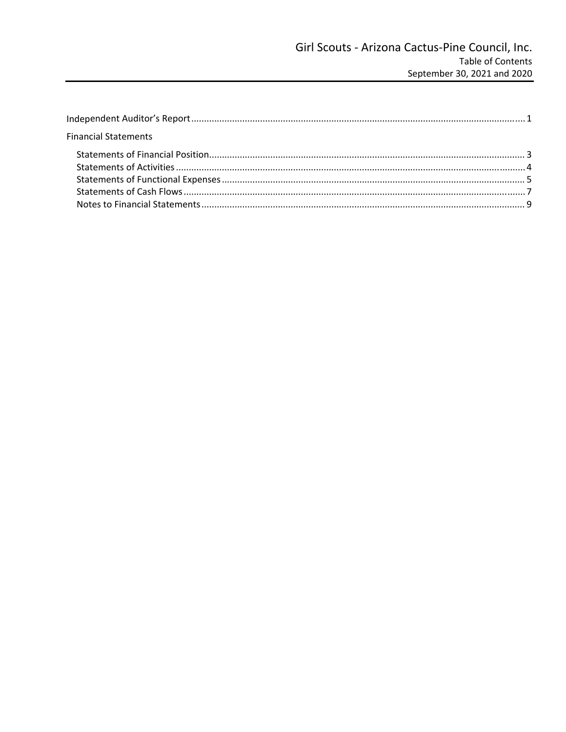# Girl Scouts - Arizona Cactus-Pine Council, Inc.

Table of Contents
September 30, 2021 and 2020

Independent Auditor's Report .................................................................... 1

Financial Statements

- Statements of Financial Position ................................................................ 3
- Statements of Activities ............................................................................ 4
- Statements of Functional Expenses .......................................................... 5
- Statements of Cash Flows ......................................................................... 7
- Notes to Financial Statements .................................................................. 9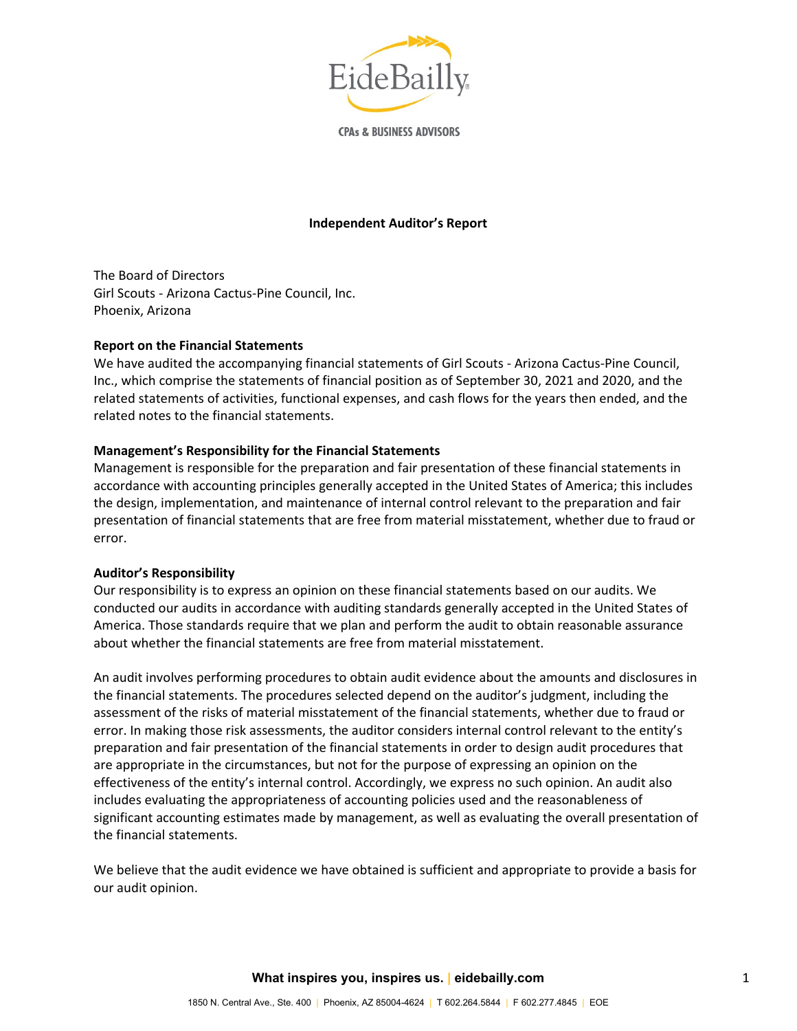EideBailly

CPAs & BUSINESS ADVISORS

## Independent Auditor's Report

The Board of Directors
Girl Scouts - Arizona Cactus-Pine Council, Inc.
Phoenix, Arizona

### Report on the Financial Statements

We have audited the accompanying financial statements of Girl Scouts - Arizona Cactus-Pine Council, Inc., which comprise the statements of financial position as of September 30, 2021 and 2020, and the related statements of activities, functional expenses, and cash flows for the years then ended, and the related notes to the financial statements.

### Management's Responsibility for the Financial Statements

Management is responsible for the preparation and fair presentation of these financial statements in accordance with accounting principles generally accepted in the United States of America; this includes the design, implementation, and maintenance of internal control relevant to the preparation and fair presentation of financial statements that are free from material misstatement, whether due to fraud or error.

### Auditor's Responsibility

Our responsibility is to express an opinion on these financial statements based on our audits. We conducted our audits in accordance with auditing standards generally accepted in the United States of America. Those standards require that we plan and perform the audit to obtain reasonable assurance about whether the financial statements are free from material misstatement.

An audit involves performing procedures to obtain audit evidence about the amounts and disclosures in the financial statements. The procedures selected depend on the auditor's judgment, including the assessment of the risks of material misstatement of the financial statements, whether due to fraud or error. In making those risk assessments, the auditor considers internal control relevant to the entity's preparation and fair presentation of the financial statements in order to design audit procedures that are appropriate in the circumstances, but not for the purpose of expressing an opinion on the effectiveness of the entity's internal control. Accordingly, we express no such opinion. An audit also includes evaluating the appropriateness of accounting policies used and the reasonableness of significant accounting estimates made by management, as well as evaluating the overall presentation of the financial statements.

We believe that the audit evidence we have obtained is sufficient and appropriate to provide a basis for our audit opinion.

**What inspires you, inspires us. | eidebailly.com**

1850 N. Central Ave., Ste. 400 | Phoenix, AZ 85004-4624 | T 602.264.5844 | F 602.277.4845 | EOE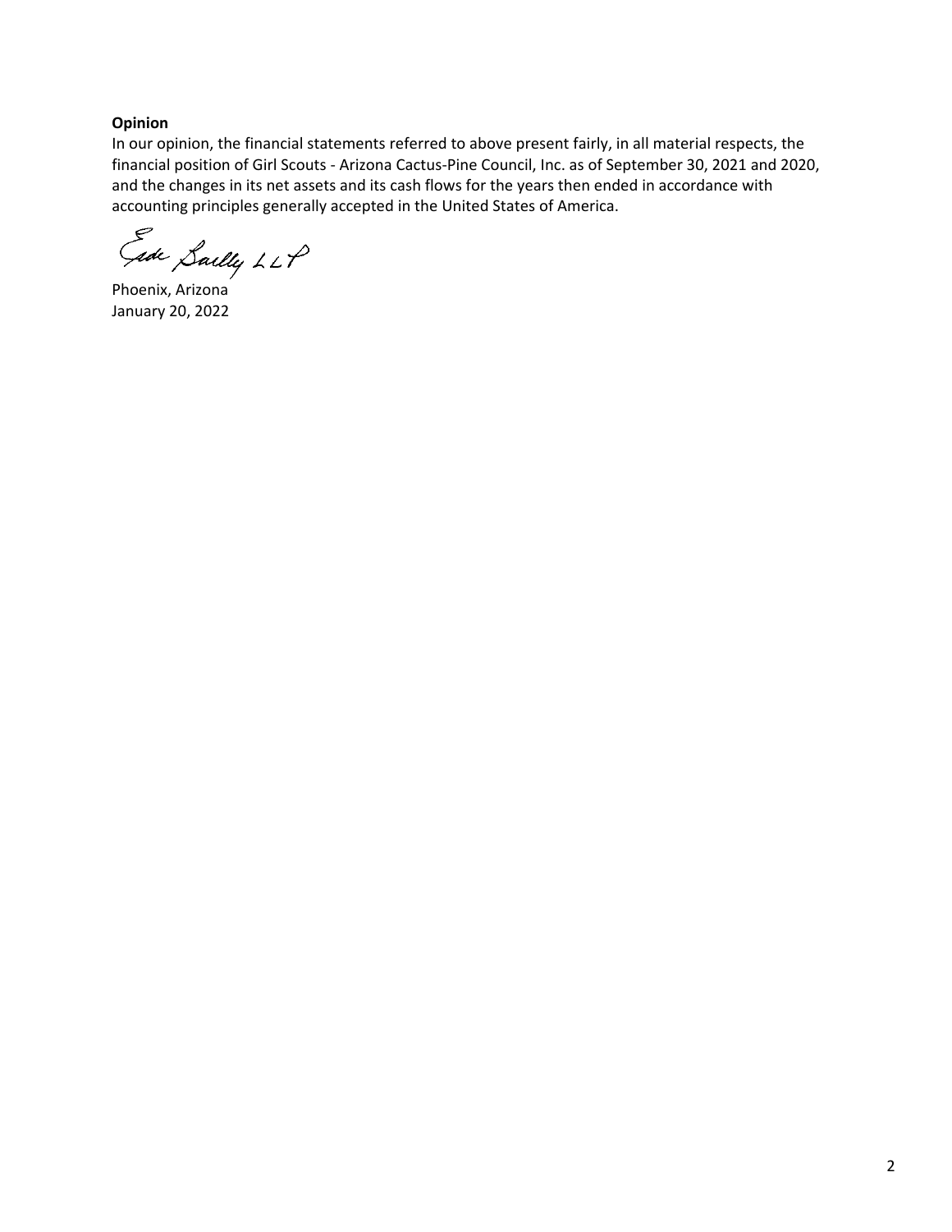**Opinion**

In our opinion, the financial statements referred to above present fairly, in all material respects, the financial position of Girl Scouts - Arizona Cactus-Pine Council, Inc. as of September 30, 2021 and 2020, and the changes in its net assets and its cash flows for the years then ended in accordance with accounting principles generally accepted in the United States of America.

Eide Bailly LLP

Phoenix, Arizona
January 20, 2022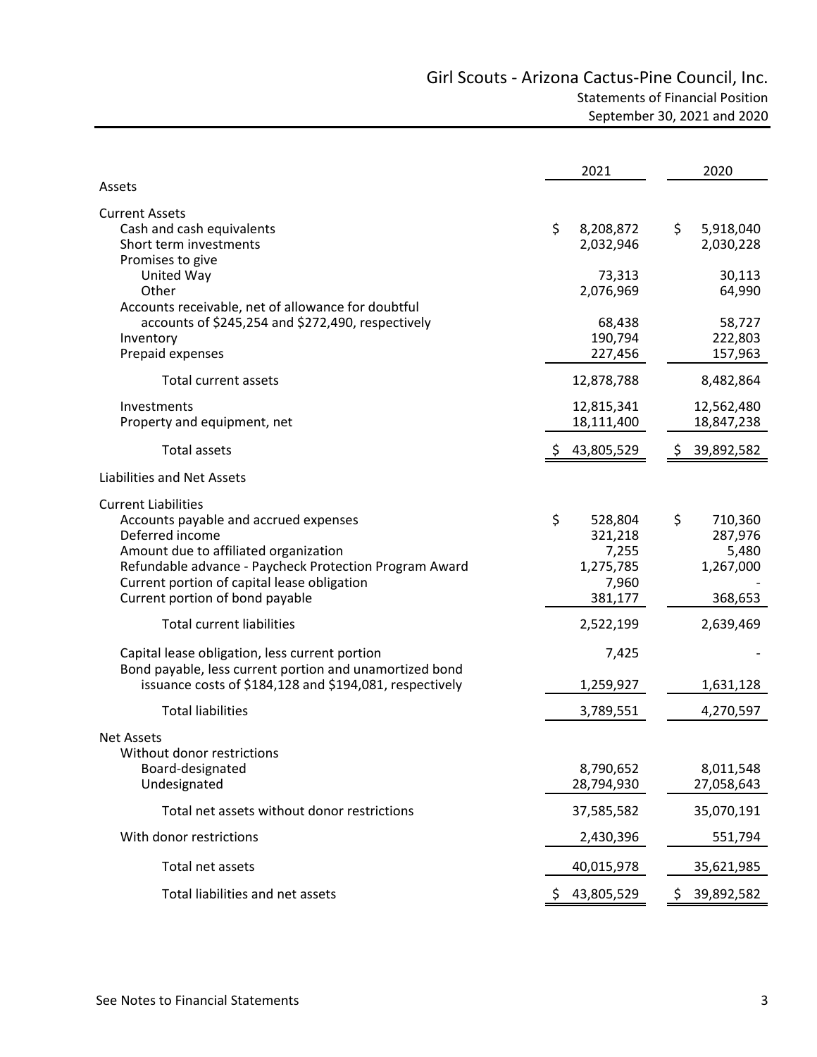# Girl Scouts - Arizona Cactus-Pine Council, Inc.

## Statements of Financial Position

### September 30, 2021 and 2020

| | 2021 | 2020 |
|---|---|---|
| **Assets** | | |
| **Current Assets** | | |
| Cash and cash equivalents | $ 8,208,872 | $ 5,918,040 |
| Short term investments | 2,032,946 | 2,030,228 |
| Promises to give | | |
| United Way | 73,313 | 30,113 |
| Other | 2,076,969 | 64,990 |
| Accounts receivable, net of allowance for doubtful accounts of $245,254 and $272,490, respectively | 68,438 | 58,727 |
| Inventory | 190,794 | 222,803 |
| Prepaid expenses | 227,456 | 157,963 |
| Total current assets | 12,878,788 | 8,482,864 |
| Investments | 12,815,341 | 12,562,480 |
| Property and equipment, net | 18,111,400 | 18,847,238 |
| Total assets | $ 43,805,529 | $ 39,892,582 |
| **Liabilities and Net Assets** | | |
| **Current Liabilities** | | |
| Accounts payable and accrued expenses | $ 528,804 | $ 710,360 |
| Deferred income | 321,218 | 287,976 |
| Amount due to affiliated organization | 7,255 | 5,480 |
| Refundable advance - Paycheck Protection Program Award | 1,275,785 | 1,267,000 |
| Current portion of capital lease obligation | 7,960 | - |
| Current portion of bond payable | 381,177 | 368,653 |
| Total current liabilities | 2,522,199 | 2,639,469 |
| Capital lease obligation, less current portion | 7,425 | - |
| Bond payable, less current portion and unamortized bond issuance costs of $184,128 and $194,081, respectively | 1,259,927 | 1,631,128 |
| Total liabilities | 3,789,551 | 4,270,597 |
| **Net Assets** | | |
| Without donor restrictions | | |
| Board-designated | 8,790,652 | 8,011,548 |
| Undesignated | 28,794,930 | 27,058,643 |
| Total net assets without donor restrictions | 37,585,582 | 35,070,191 |
| With donor restrictions | 2,430,396 | 551,794 |
| Total net assets | 40,015,978 | 35,621,985 |
| Total liabilities and net assets | $ 43,805,529 | $ 39,892,582 |

See Notes to Financial Statements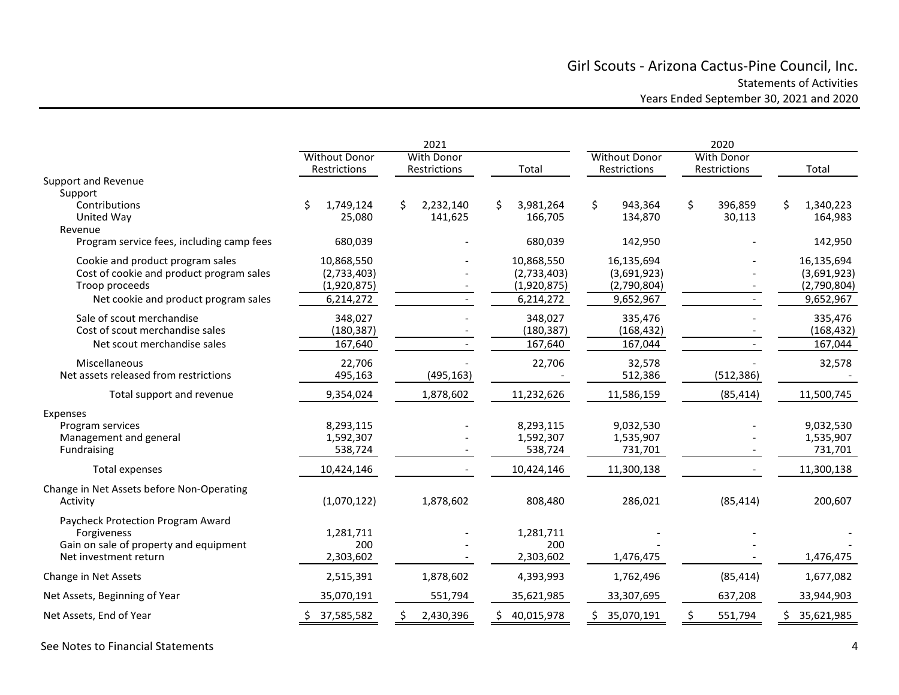# Girl Scouts - Arizona Cactus-Pine Council, Inc.

## Statements of Activities

### Years Ended September 30, 2021 and 2020

| | 2021 | | | 2020 | | |
|---|---|---|---|---|---|---|
| | Without Donor Restrictions | With Donor Restrictions | Total | Without Donor Restrictions | With Donor Restrictions | Total |
| **Support and Revenue** | | | | | | |
| Support | | | | | | |
| Contributions | $ 1,749,124 | $ 2,232,140 | $ 3,981,264 | $ 943,364 | $ 396,859 | $ 1,340,223 |
| United Way | 25,080 | 141,625 | 166,705 | 134,870 | 30,113 | 164,983 |
| Revenue | | | | | | |
| Program service fees, including camp fees | 680,039 | - | 680,039 | 142,950 | - | 142,950 |
| Cookie and product program sales | 10,868,550 | - | 10,868,550 | 16,135,694 | - | 16,135,694 |
| Cost of cookie and product program sales | (2,733,403) | - | (2,733,403) | (3,691,923) | - | (3,691,923) |
| Troop proceeds | (1,920,875) | - | (1,920,875) | (2,790,804) | - | (2,790,804) |
| Net cookie and product program sales | 6,214,272 | - | 6,214,272 | 9,652,967 | - | 9,652,967 |
| Sale of scout merchandise | 348,027 | - | 348,027 | 335,476 | - | 335,476 |
| Cost of scout merchandise sales | (180,387) | - | (180,387) | (168,432) | - | (168,432) |
| Net scout merchandise sales | 167,640 | - | 167,640 | 167,044 | - | 167,044 |
| Miscellaneous | 22,706 | - | 22,706 | 32,578 | - | 32,578 |
| Net assets released from restrictions | 495,163 | (495,163) | - | 512,386 | (512,386) | - |
| Total support and revenue | 9,354,024 | 1,878,602 | 11,232,626 | 11,586,159 | (85,414) | 11,500,745 |
| **Expenses** | | | | | | |
| Program services | 8,293,115 | - | 8,293,115 | 9,032,530 | - | 9,032,530 |
| Management and general | 1,592,307 | - | 1,592,307 | 1,535,907 | - | 1,535,907 |
| Fundraising | 538,724 | - | 538,724 | 731,701 | - | 731,701 |
| Total expenses | 10,424,146 | - | 10,424,146 | 11,300,138 | - | 11,300,138 |
| Change in Net Assets before Non-Operating Activity | (1,070,122) | 1,878,602 | 808,480 | 286,021 | (85,414) | 200,607 |
| Paycheck Protection Program Award Forgiveness | 1,281,711 | - | 1,281,711 | - | - | - |
| Gain on sale of property and equipment | 200 | - | 200 | - | - | - |
| Net investment return | 2,303,602 | - | 2,303,602 | 1,476,475 | - | 1,476,475 |
| Change in Net Assets | 2,515,391 | 1,878,602 | 4,393,993 | 1,762,496 | (85,414) | 1,677,082 |
| Net Assets, Beginning of Year | 35,070,191 | 551,794 | 35,621,985 | 33,307,695 | 637,208 | 33,944,903 |
| Net Assets, End of Year | $ 37,585,582 | $ 2,430,396 | $ 40,015,978 | $ 35,070,191 | $ 551,794 | $ 35,621,985 |

See Notes to Financial Statements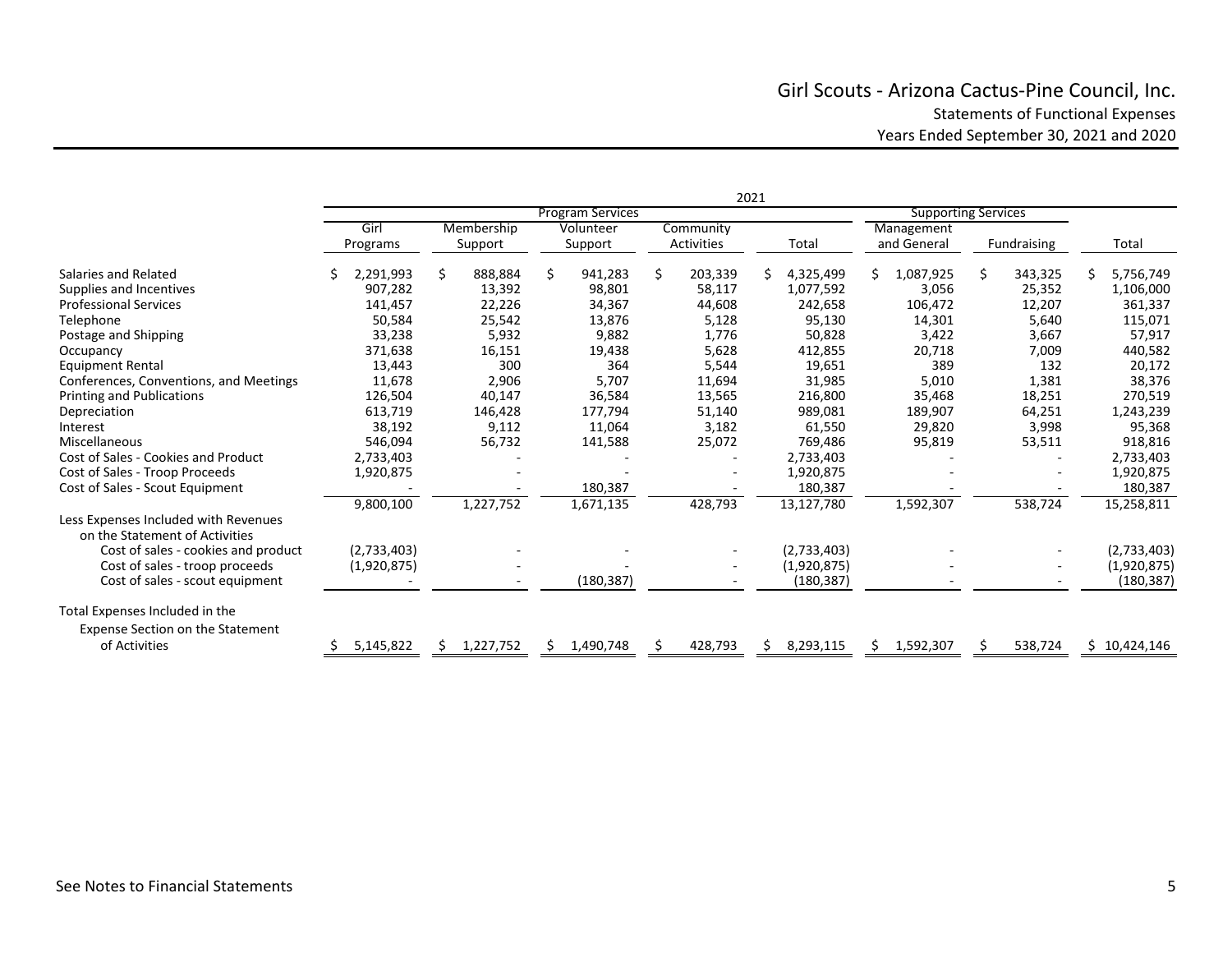# Girl Scouts - Arizona Cactus-Pine Council, Inc.

## Statements of Functional Expenses

### Years Ended September 30, 2021 and 2020

| | 2021 | | | | | | | |
|---|---|---|---|---|---|---|---|---|
| | Program Services | | | | | Supporting Services | | |
| | Girl Programs | Membership Support | Volunteer Support | Community Activities | Total | Management and General | Fundraising | Total |
| Salaries and Related | $ 2,291,993 | $ 888,884 | $ 941,283 | $ 203,339 | $ 4,325,499 | $ 1,087,925 | $ 343,325 | $ 5,756,749 |
| Supplies and Incentives | 907,282 | 13,392 | 98,801 | 58,117 | 1,077,592 | 3,056 | 25,352 | 1,106,000 |
| Professional Services | 141,457 | 22,226 | 34,367 | 44,608 | 242,658 | 106,472 | 12,207 | 361,337 |
| Telephone | 50,584 | 25,542 | 13,876 | 5,128 | 95,130 | 14,301 | 5,640 | 115,071 |
| Postage and Shipping | 33,238 | 5,932 | 9,882 | 1,776 | 50,828 | 3,422 | 3,667 | 57,917 |
| Occupancy | 371,638 | 16,151 | 19,438 | 5,628 | 412,855 | 20,718 | 7,009 | 440,582 |
| Equipment Rental | 13,443 | 300 | 364 | 5,544 | 19,651 | 389 | 132 | 20,172 |
| Conferences, Conventions, and Meetings | 11,678 | 2,906 | 5,707 | 11,694 | 31,985 | 5,010 | 1,381 | 38,376 |
| Printing and Publications | 126,504 | 40,147 | 36,584 | 13,565 | 216,800 | 35,468 | 18,251 | 270,519 |
| Depreciation | 613,719 | 146,428 | 177,794 | 51,140 | 989,081 | 189,907 | 64,251 | 1,243,239 |
| Interest | 38,192 | 9,112 | 11,064 | 3,182 | 61,550 | 29,820 | 3,998 | 95,368 |
| Miscellaneous | 546,094 | 56,732 | 141,588 | 25,072 | 769,486 | 95,819 | 53,511 | 918,816 |
| Cost of Sales - Cookies and Product | 2,733,403 | - | - | - | 2,733,403 | - | - | 2,733,403 |
| Cost of Sales - Troop Proceeds | 1,920,875 | - | - | - | 1,920,875 | - | - | 1,920,875 |
| Cost of Sales - Scout Equipment | - | - | 180,387 | - | 180,387 | - | - | 180,387 |
| | 9,800,100 | 1,227,752 | 1,671,135 | 428,793 | 13,127,780 | 1,592,307 | 538,724 | 15,258,811 |
| Less Expenses Included with Revenues on the Statement of Activities | | | | | | | | |
| Cost of sales - cookies and product | (2,733,403) | - | - | - | (2,733,403) | - | - | (2,733,403) |
| Cost of sales - troop proceeds | (1,920,875) | - | - | - | (1,920,875) | - | - | (1,920,875) |
| Cost of sales - scout equipment | - | - | (180,387) | - | (180,387) | - | - | (180,387) |
| Total Expenses Included in the Expense Section on the Statement of Activities | $ 5,145,822 | $ 1,227,752 | $ 1,490,748 | $ 428,793 | $ 8,293,115 | $ 1,592,307 | $ 538,724 | $ 10,424,146 |

See Notes to Financial Statements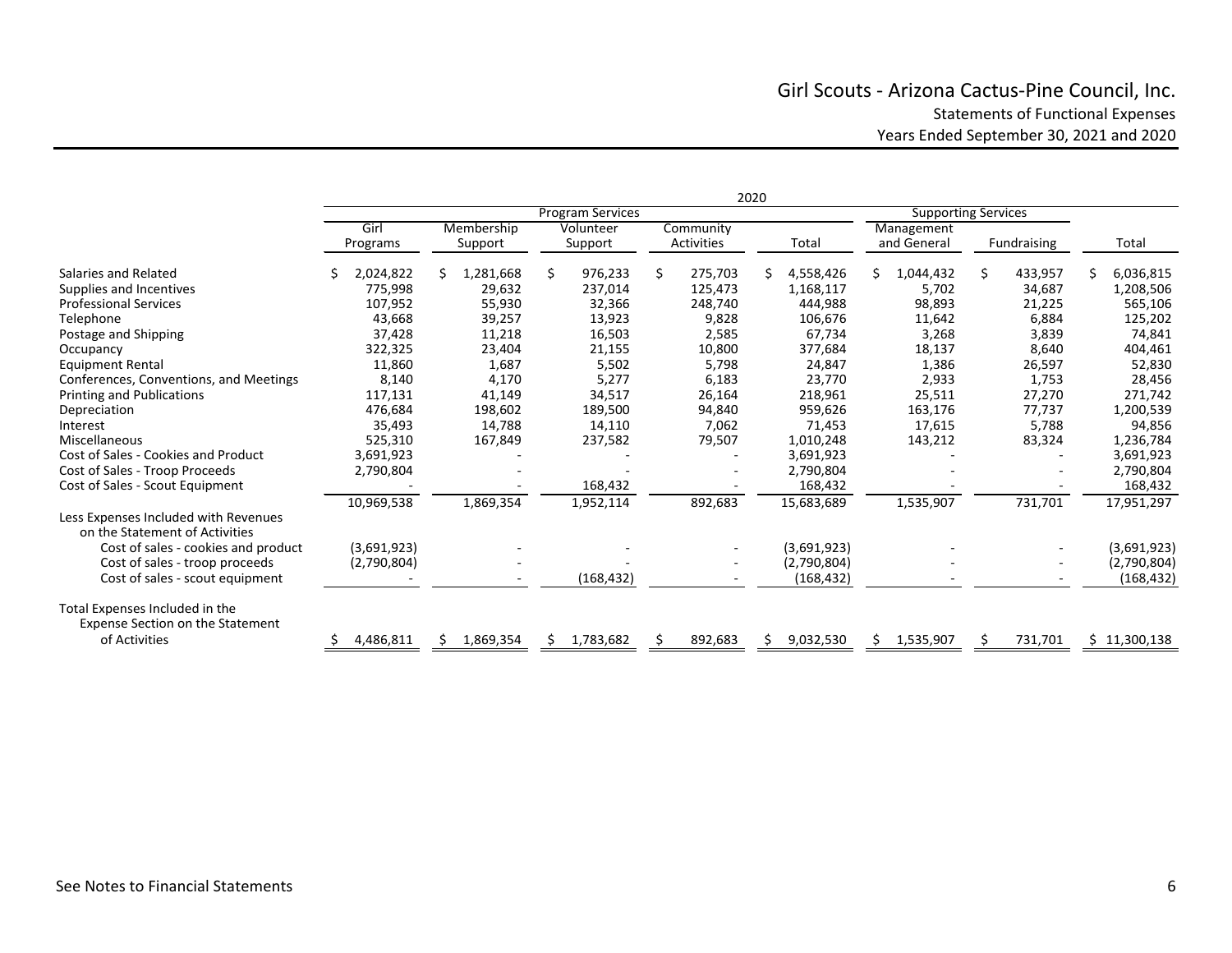# Girl Scouts - Arizona Cactus-Pine Council, Inc.

Statements of Functional Expenses

Years Ended September 30, 2021 and 2020

| | 2020 | | | | | | | |
|---|---|---|---|---|---|---|---|---|
| | Program Services | | | | | Supporting Services | | |
| | Girl Programs | Membership Support | Volunteer Support | Community Activities | Total | Management and General | Fundraising | Total |
| Salaries and Related | $ 2,024,822 | $ 1,281,668 | $ 976,233 | $ 275,703 | $ 4,558,426 | $ 1,044,432 | $ 433,957 | $ 6,036,815 |
| Supplies and Incentives | 775,998 | 29,632 | 237,014 | 125,473 | 1,168,117 | 5,702 | 34,687 | 1,208,506 |
| Professional Services | 107,952 | 55,930 | 32,366 | 248,740 | 444,988 | 98,893 | 21,225 | 565,106 |
| Telephone | 43,668 | 39,257 | 13,923 | 9,828 | 106,676 | 11,642 | 6,884 | 125,202 |
| Postage and Shipping | 37,428 | 11,218 | 16,503 | 2,585 | 67,734 | 3,268 | 3,839 | 74,841 |
| Occupancy | 322,325 | 23,404 | 21,155 | 10,800 | 377,684 | 18,137 | 8,640 | 404,461 |
| Equipment Rental | 11,860 | 1,687 | 5,502 | 5,798 | 24,847 | 1,386 | 26,597 | 52,830 |
| Conferences, Conventions, and Meetings | 8,140 | 4,170 | 5,277 | 6,183 | 23,770 | 2,933 | 1,753 | 28,456 |
| Printing and Publications | 117,131 | 41,149 | 34,517 | 26,164 | 218,961 | 25,511 | 27,270 | 271,742 |
| Depreciation | 476,684 | 198,602 | 189,500 | 94,840 | 959,626 | 163,176 | 77,737 | 1,200,539 |
| Interest | 35,493 | 14,788 | 14,110 | 7,062 | 71,453 | 17,615 | 5,788 | 94,856 |
| Miscellaneous | 525,310 | 167,849 | 237,582 | 79,507 | 1,010,248 | 143,212 | 83,324 | 1,236,784 |
| Cost of Sales - Cookies and Product | 3,691,923 | - | - | - | 3,691,923 | - | - | 3,691,923 |
| Cost of Sales - Troop Proceeds | 2,790,804 | - | - | - | 2,790,804 | - | - | 2,790,804 |
| Cost of Sales - Scout Equipment | - | - | 168,432 | - | 168,432 | - | - | 168,432 |
| | 10,969,538 | 1,869,354 | 1,952,114 | 892,683 | 15,683,689 | 1,535,907 | 731,701 | 17,951,297 |
| Less Expenses Included with Revenues on the Statement of Activities | | | | | | | | |
| Cost of sales - cookies and product | (3,691,923) | - | - | - | (3,691,923) | - | - | (3,691,923) |
| Cost of sales - troop proceeds | (2,790,804) | - | - | - | (2,790,804) | - | - | (2,790,804) |
| Cost of sales - scout equipment | - | - | (168,432) | - | (168,432) | - | - | (168,432) |
| Total Expenses Included in the Expense Section on the Statement of Activities | $ 4,486,811 | $ 1,869,354 | $ 1,783,682 | $ 892,683 | $ 9,032,530 | $ 1,535,907 | $ 731,701 | $ 11,300,138 |

See Notes to Financial Statements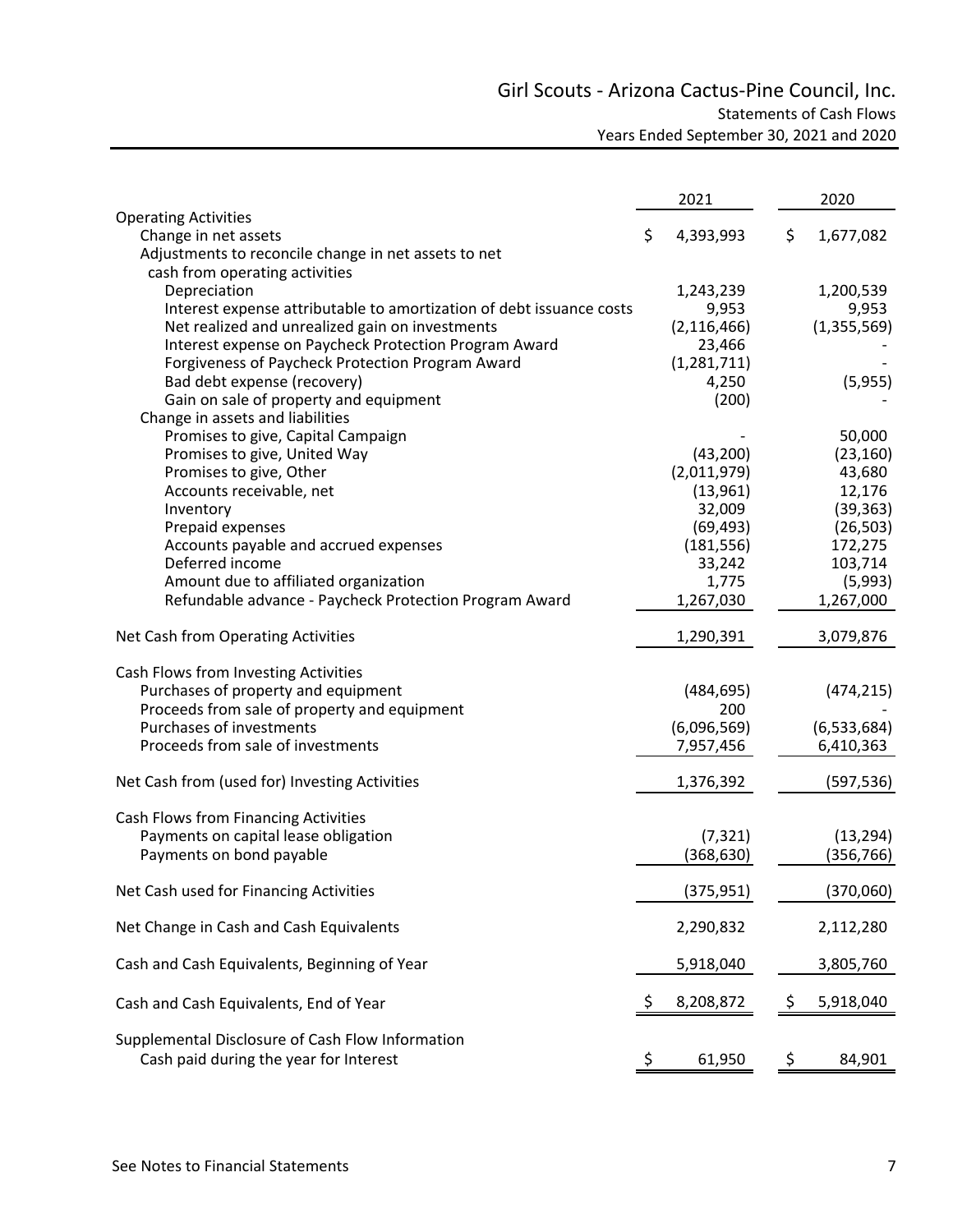# Girl Scouts - Arizona Cactus-Pine Council, Inc.

## Statements of Cash Flows

### Years Ended September 30, 2021 and 2020

| | 2021 | 2020 |
|---|---|---|
| **Operating Activities** | | |
| Change in net assets | $ 4,393,993 | $ 1,677,082 |
| Adjustments to reconcile change in net assets to net cash from operating activities | | |
| Depreciation | 1,243,239 | 1,200,539 |
| Interest expense attributable to amortization of debt issuance costs | 9,953 | 9,953 |
| Net realized and unrealized gain on investments | (2,116,466) | (1,355,569) |
| Interest expense on Paycheck Protection Program Award | 23,466 | - |
| Forgiveness of Paycheck Protection Program Award | (1,281,711) | - |
| Bad debt expense (recovery) | 4,250 | (5,955) |
| Gain on sale of property and equipment | (200) | - |
| Change in assets and liabilities | | |
| Promises to give, Capital Campaign | - | 50,000 |
| Promises to give, United Way | (43,200) | (23,160) |
| Promises to give, Other | (2,011,979) | 43,680 |
| Accounts receivable, net | (13,961) | 12,176 |
| Inventory | 32,009 | (39,363) |
| Prepaid expenses | (69,493) | (26,503) |
| Accounts payable and accrued expenses | (181,556) | 172,275 |
| Deferred income | 33,242 | 103,714 |
| Amount due to affiliated organization | 1,775 | (5,993) |
| Refundable advance - Paycheck Protection Program Award | 1,267,030 | 1,267,000 |
| **Net Cash from Operating Activities** | 1,290,391 | 3,079,876 |
| **Cash Flows from Investing Activities** | | |
| Purchases of property and equipment | (484,695) | (474,215) |
| Proceeds from sale of property and equipment | 200 | - |
| Purchases of investments | (6,096,569) | (6,533,684) |
| Proceeds from sale of investments | 7,957,456 | 6,410,363 |
| **Net Cash from (used for) Investing Activities** | 1,376,392 | (597,536) |
| **Cash Flows from Financing Activities** | | |
| Payments on capital lease obligation | (7,321) | (13,294) |
| Payments on bond payable | (368,630) | (356,766) |
| **Net Cash used for Financing Activities** | (375,951) | (370,060) |
| **Net Change in Cash and Cash Equivalents** | 2,290,832 | 2,112,280 |
| **Cash and Cash Equivalents, Beginning of Year** | 5,918,040 | 3,805,760 |
| **Cash and Cash Equivalents, End of Year** | $ 8,208,872 | $ 5,918,040 |
| **Supplemental Disclosure of Cash Flow Information** | | |
| Cash paid during the year for Interest | $ 61,950 | $ 84,901 |

See Notes to Financial Statements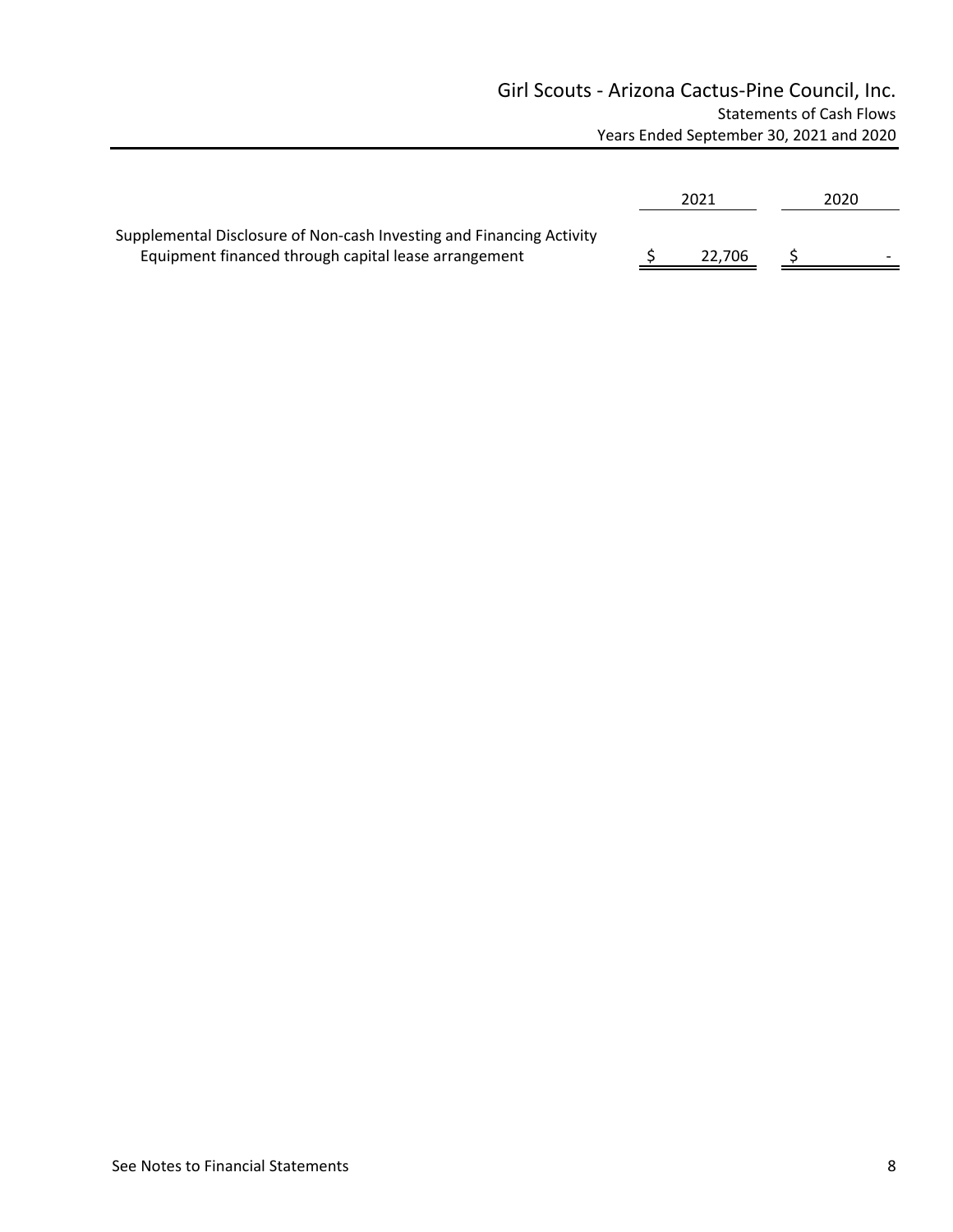# Girl Scouts - Arizona Cactus-Pine Council, Inc.

### Statements of Cash Flows

### Years Ended September 30, 2021 and 2020

| | 2021 | 2020 |
|---|---|---|
| Supplemental Disclosure of Non-cash Investing and Financing Activity | | |
| Equipment financed through capital lease arrangement | $ 22,706 | $ - |

See Notes to Financial Statements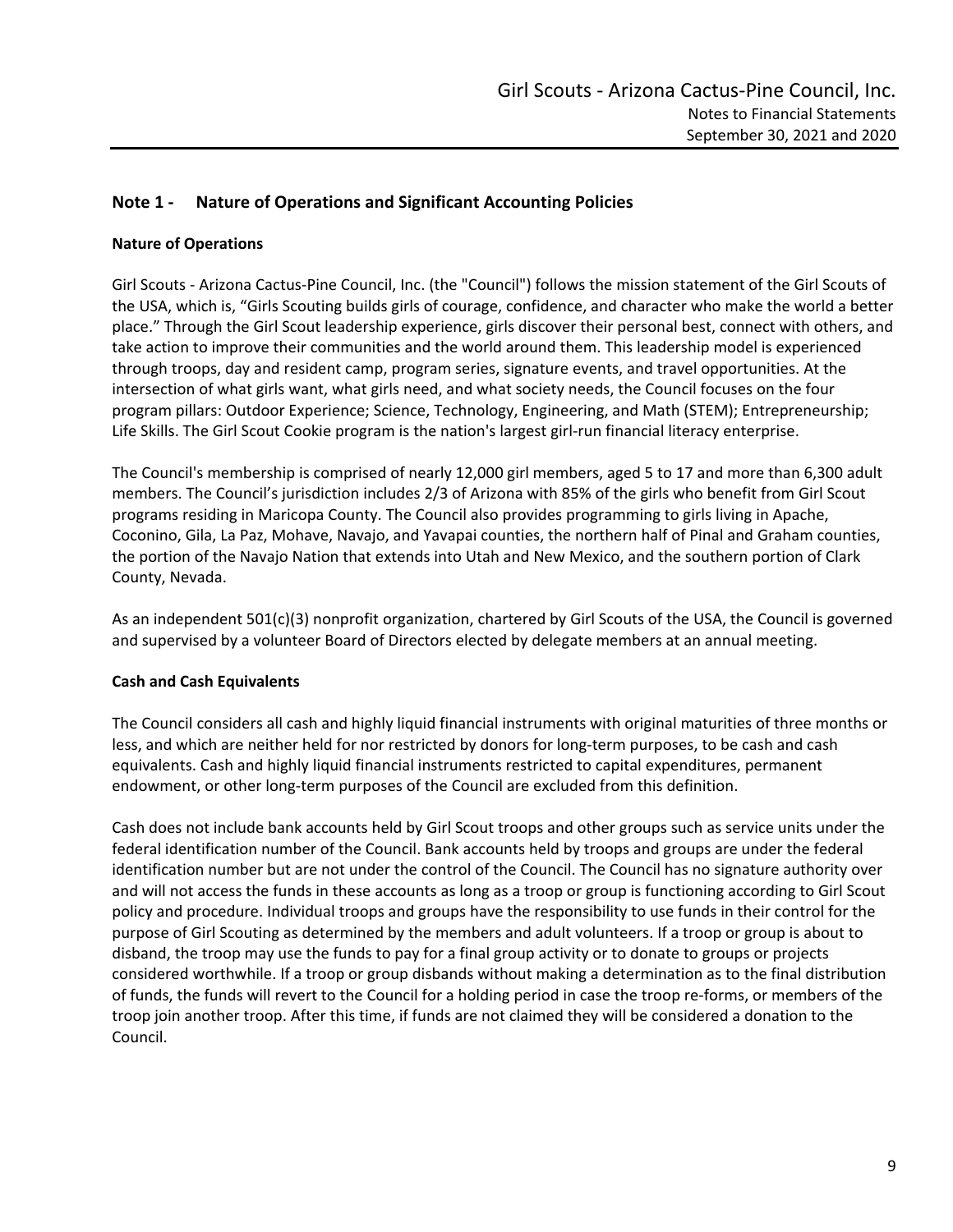## Note 1 - Nature of Operations and Significant Accounting Policies

### Nature of Operations

Girl Scouts - Arizona Cactus-Pine Council, Inc. (the "Council") follows the mission statement of the Girl Scouts of the USA, which is, "Girls Scouting builds girls of courage, confidence, and character who make the world a better place." Through the Girl Scout leadership experience, girls discover their personal best, connect with others, and take action to improve their communities and the world around them. This leadership model is experienced through troops, day and resident camp, program series, signature events, and travel opportunities. At the intersection of what girls want, what girls need, and what society needs, the Council focuses on the four program pillars: Outdoor Experience; Science, Technology, Engineering, and Math (STEM); Entrepreneurship; Life Skills. The Girl Scout Cookie program is the nation's largest girl-run financial literacy enterprise.

The Council's membership is comprised of nearly 12,000 girl members, aged 5 to 17 and more than 6,300 adult members. The Council's jurisdiction includes 2/3 of Arizona with 85% of the girls who benefit from Girl Scout programs residing in Maricopa County. The Council also provides programming to girls living in Apache, Coconino, Gila, La Paz, Mohave, Navajo, and Yavapai counties, the northern half of Pinal and Graham counties, the portion of the Navajo Nation that extends into Utah and New Mexico, and the southern portion of Clark County, Nevada.

As an independent 501(c)(3) nonprofit organization, chartered by Girl Scouts of the USA, the Council is governed and supervised by a volunteer Board of Directors elected by delegate members at an annual meeting.

### Cash and Cash Equivalents

The Council considers all cash and highly liquid financial instruments with original maturities of three months or less, and which are neither held for nor restricted by donors for long-term purposes, to be cash and cash equivalents. Cash and highly liquid financial instruments restricted to capital expenditures, permanent endowment, or other long-term purposes of the Council are excluded from this definition.

Cash does not include bank accounts held by Girl Scout troops and other groups such as service units under the federal identification number of the Council. Bank accounts held by troops and groups are under the federal identification number but are not under the control of the Council. The Council has no signature authority over and will not access the funds in these accounts as long as a troop or group is functioning according to Girl Scout policy and procedure. Individual troops and groups have the responsibility to use funds in their control for the purpose of Girl Scouting as determined by the members and adult volunteers. If a troop or group is about to disband, the troop may use the funds to pay for a final group activity or to donate to groups or projects considered worthwhile. If a troop or group disbands without making a determination as to the final distribution of funds, the funds will revert to the Council for a holding period in case the troop re-forms, or members of the troop join another troop. After this time, if funds are not claimed they will be considered a donation to the Council.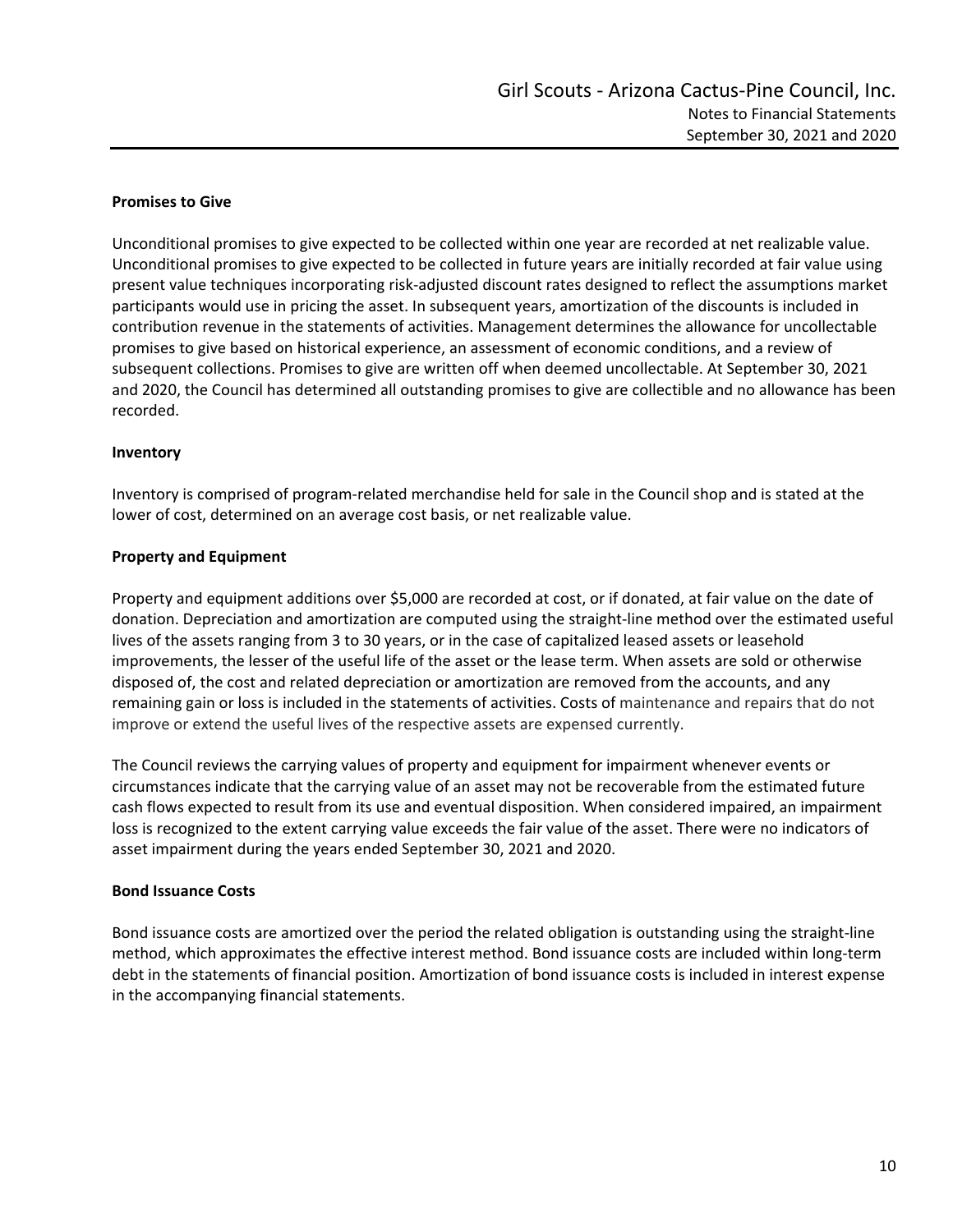### Promises to Give

Unconditional promises to give expected to be collected within one year are recorded at net realizable value. Unconditional promises to give expected to be collected in future years are initially recorded at fair value using present value techniques incorporating risk-adjusted discount rates designed to reflect the assumptions market participants would use in pricing the asset. In subsequent years, amortization of the discounts is included in contribution revenue in the statements of activities. Management determines the allowance for uncollectable promises to give based on historical experience, an assessment of economic conditions, and a review of subsequent collections. Promises to give are written off when deemed uncollectable. At September 30, 2021 and 2020, the Council has determined all outstanding promises to give are collectible and no allowance has been recorded.

### Inventory

Inventory is comprised of program-related merchandise held for sale in the Council shop and is stated at the lower of cost, determined on an average cost basis, or net realizable value.

### Property and Equipment

Property and equipment additions over $5,000 are recorded at cost, or if donated, at fair value on the date of donation. Depreciation and amortization are computed using the straight-line method over the estimated useful lives of the assets ranging from 3 to 30 years, or in the case of capitalized leased assets or leasehold improvements, the lesser of the useful life of the asset or the lease term. When assets are sold or otherwise disposed of, the cost and related depreciation or amortization are removed from the accounts, and any remaining gain or loss is included in the statements of activities. Costs of maintenance and repairs that do not improve or extend the useful lives of the respective assets are expensed currently.

The Council reviews the carrying values of property and equipment for impairment whenever events or circumstances indicate that the carrying value of an asset may not be recoverable from the estimated future cash flows expected to result from its use and eventual disposition. When considered impaired, an impairment loss is recognized to the extent carrying value exceeds the fair value of the asset. There were no indicators of asset impairment during the years ended September 30, 2021 and 2020.

### Bond Issuance Costs

Bond issuance costs are amortized over the period the related obligation is outstanding using the straight-line method, which approximates the effective interest method. Bond issuance costs are included within long-term debt in the statements of financial position. Amortization of bond issuance costs is included in interest expense in the accompanying financial statements.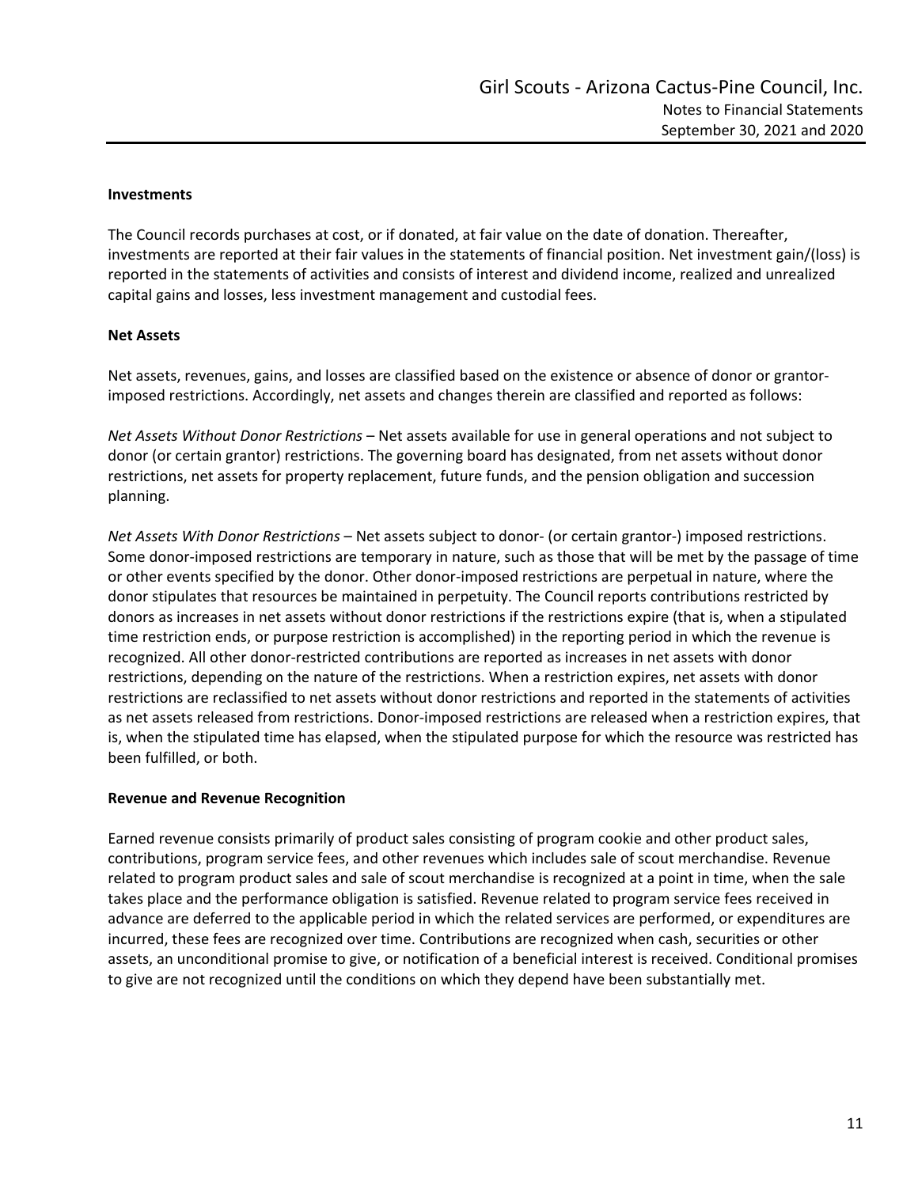**Investments**

The Council records purchases at cost, or if donated, at fair value on the date of donation. Thereafter, investments are reported at their fair values in the statements of financial position. Net investment gain/(loss) is reported in the statements of activities and consists of interest and dividend income, realized and unrealized capital gains and losses, less investment management and custodial fees.

**Net Assets**

Net assets, revenues, gains, and losses are classified based on the existence or absence of donor or grantor-imposed restrictions. Accordingly, net assets and changes therein are classified and reported as follows:

*Net Assets Without Donor Restrictions* – Net assets available for use in general operations and not subject to donor (or certain grantor) restrictions. The governing board has designated, from net assets without donor restrictions, net assets for property replacement, future funds, and the pension obligation and succession planning.

*Net Assets With Donor Restrictions* – Net assets subject to donor- (or certain grantor-) imposed restrictions. Some donor-imposed restrictions are temporary in nature, such as those that will be met by the passage of time or other events specified by the donor. Other donor-imposed restrictions are perpetual in nature, where the donor stipulates that resources be maintained in perpetuity. The Council reports contributions restricted by donors as increases in net assets without donor restrictions if the restrictions expire (that is, when a stipulated time restriction ends, or purpose restriction is accomplished) in the reporting period in which the revenue is recognized. All other donor-restricted contributions are reported as increases in net assets with donor restrictions, depending on the nature of the restrictions. When a restriction expires, net assets with donor restrictions are reclassified to net assets without donor restrictions and reported in the statements of activities as net assets released from restrictions. Donor-imposed restrictions are released when a restriction expires, that is, when the stipulated time has elapsed, when the stipulated purpose for which the resource was restricted has been fulfilled, or both.

**Revenue and Revenue Recognition**

Earned revenue consists primarily of product sales consisting of program cookie and other product sales, contributions, program service fees, and other revenues which includes sale of scout merchandise. Revenue related to program product sales and sale of scout merchandise is recognized at a point in time, when the sale takes place and the performance obligation is satisfied. Revenue related to program service fees received in advance are deferred to the applicable period in which the related services are performed, or expenditures are incurred, these fees are recognized over time. Contributions are recognized when cash, securities or other assets, an unconditional promise to give, or notification of a beneficial interest is received. Conditional promises to give are not recognized until the conditions on which they depend have been substantially met.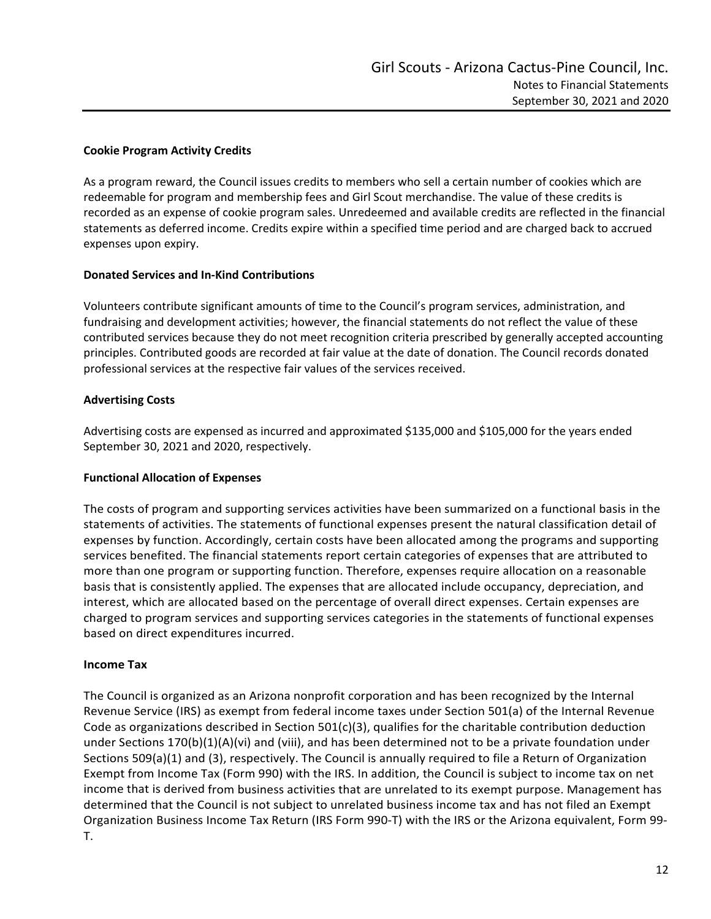### Cookie Program Activity Credits

As a program reward, the Council issues credits to members who sell a certain number of cookies which are redeemable for program and membership fees and Girl Scout merchandise. The value of these credits is recorded as an expense of cookie program sales. Unredeemed and available credits are reflected in the financial statements as deferred income. Credits expire within a specified time period and are charged back to accrued expenses upon expiry.

### Donated Services and In-Kind Contributions

Volunteers contribute significant amounts of time to the Council's program services, administration, and fundraising and development activities; however, the financial statements do not reflect the value of these contributed services because they do not meet recognition criteria prescribed by generally accepted accounting principles. Contributed goods are recorded at fair value at the date of donation. The Council records donated professional services at the respective fair values of the services received.

### Advertising Costs

Advertising costs are expensed as incurred and approximated $135,000 and $105,000 for the years ended September 30, 2021 and 2020, respectively.

### Functional Allocation of Expenses

The costs of program and supporting services activities have been summarized on a functional basis in the statements of activities. The statements of functional expenses present the natural classification detail of expenses by function. Accordingly, certain costs have been allocated among the programs and supporting services benefited. The financial statements report certain categories of expenses that are attributed to more than one program or supporting function. Therefore, expenses require allocation on a reasonable basis that is consistently applied. The expenses that are allocated include occupancy, depreciation, and interest, which are allocated based on the percentage of overall direct expenses. Certain expenses are charged to program services and supporting services categories in the statements of functional expenses based on direct expenditures incurred.

### Income Tax

The Council is organized as an Arizona nonprofit corporation and has been recognized by the Internal Revenue Service (IRS) as exempt from federal income taxes under Section 501(a) of the Internal Revenue Code as organizations described in Section 501(c)(3), qualifies for the charitable contribution deduction under Sections 170(b)(1)(A)(vi) and (viii), and has been determined not to be a private foundation under Sections 509(a)(1) and (3), respectively. The Council is annually required to file a Return of Organization Exempt from Income Tax (Form 990) with the IRS. In addition, the Council is subject to income tax on net income that is derived from business activities that are unrelated to its exempt purpose. Management has determined that the Council is not subject to unrelated business income tax and has not filed an Exempt Organization Business Income Tax Return (IRS Form 990-T) with the IRS or the Arizona equivalent, Form 99-T.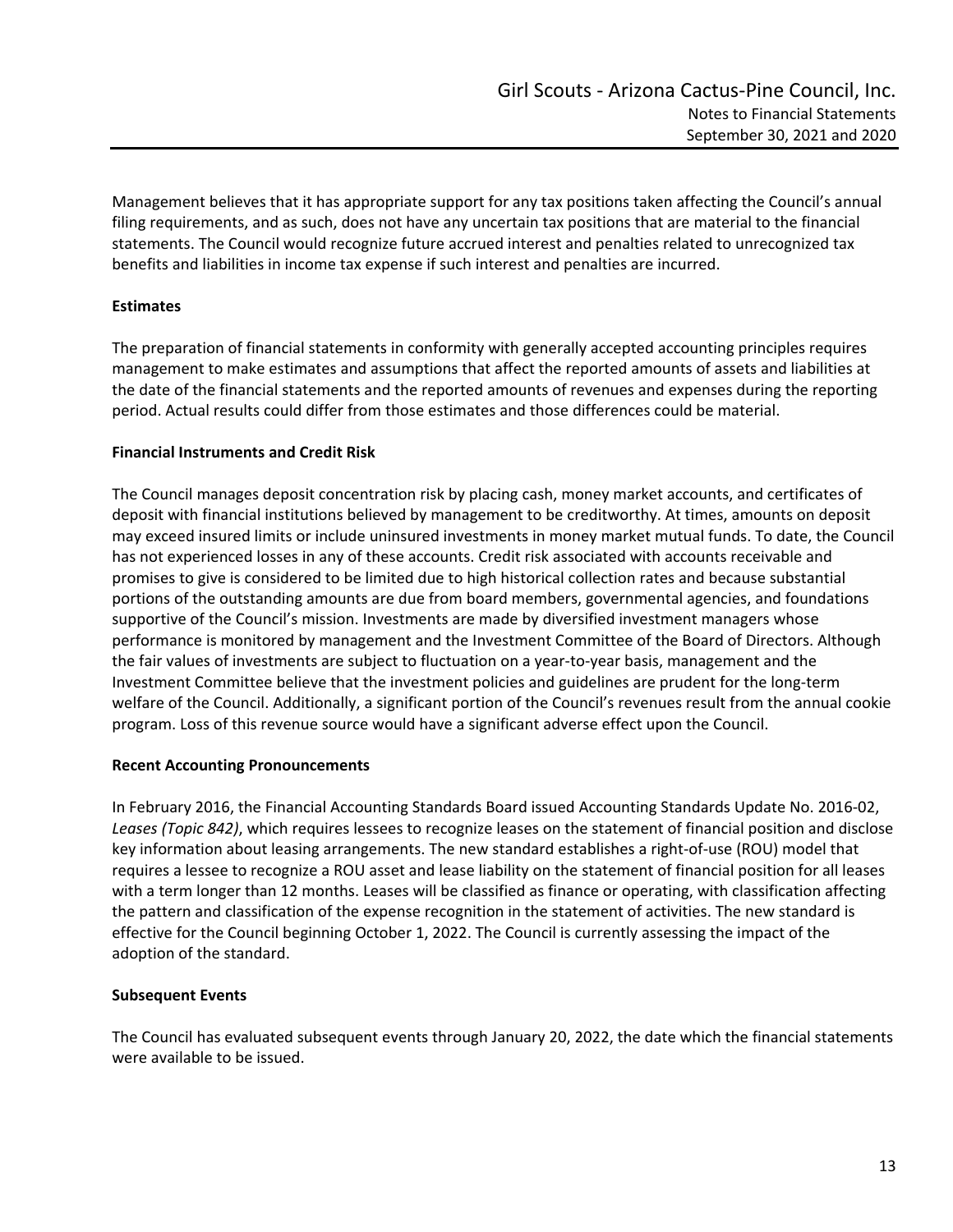Management believes that it has appropriate support for any tax positions taken affecting the Council's annual filing requirements, and as such, does not have any uncertain tax positions that are material to the financial statements. The Council would recognize future accrued interest and penalties related to unrecognized tax benefits and liabilities in income tax expense if such interest and penalties are incurred.

**Estimates**

The preparation of financial statements in conformity with generally accepted accounting principles requires management to make estimates and assumptions that affect the reported amounts of assets and liabilities at the date of the financial statements and the reported amounts of revenues and expenses during the reporting period. Actual results could differ from those estimates and those differences could be material.

**Financial Instruments and Credit Risk**

The Council manages deposit concentration risk by placing cash, money market accounts, and certificates of deposit with financial institutions believed by management to be creditworthy. At times, amounts on deposit may exceed insured limits or include uninsured investments in money market mutual funds. To date, the Council has not experienced losses in any of these accounts. Credit risk associated with accounts receivable and promises to give is considered to be limited due to high historical collection rates and because substantial portions of the outstanding amounts are due from board members, governmental agencies, and foundations supportive of the Council's mission. Investments are made by diversified investment managers whose performance is monitored by management and the Investment Committee of the Board of Directors. Although the fair values of investments are subject to fluctuation on a year-to-year basis, management and the Investment Committee believe that the investment policies and guidelines are prudent for the long-term welfare of the Council. Additionally, a significant portion of the Council's revenues result from the annual cookie program. Loss of this revenue source would have a significant adverse effect upon the Council.

**Recent Accounting Pronouncements**

In February 2016, the Financial Accounting Standards Board issued Accounting Standards Update No. 2016-02, *Leases (Topic 842)*, which requires lessees to recognize leases on the statement of financial position and disclose key information about leasing arrangements. The new standard establishes a right-of-use (ROU) model that requires a lessee to recognize a ROU asset and lease liability on the statement of financial position for all leases with a term longer than 12 months. Leases will be classified as finance or operating, with classification affecting the pattern and classification of the expense recognition in the statement of activities. The new standard is effective for the Council beginning October 1, 2022. The Council is currently assessing the impact of the adoption of the standard.

**Subsequent Events**

The Council has evaluated subsequent events through January 20, 2022, the date which the financial statements were available to be issued.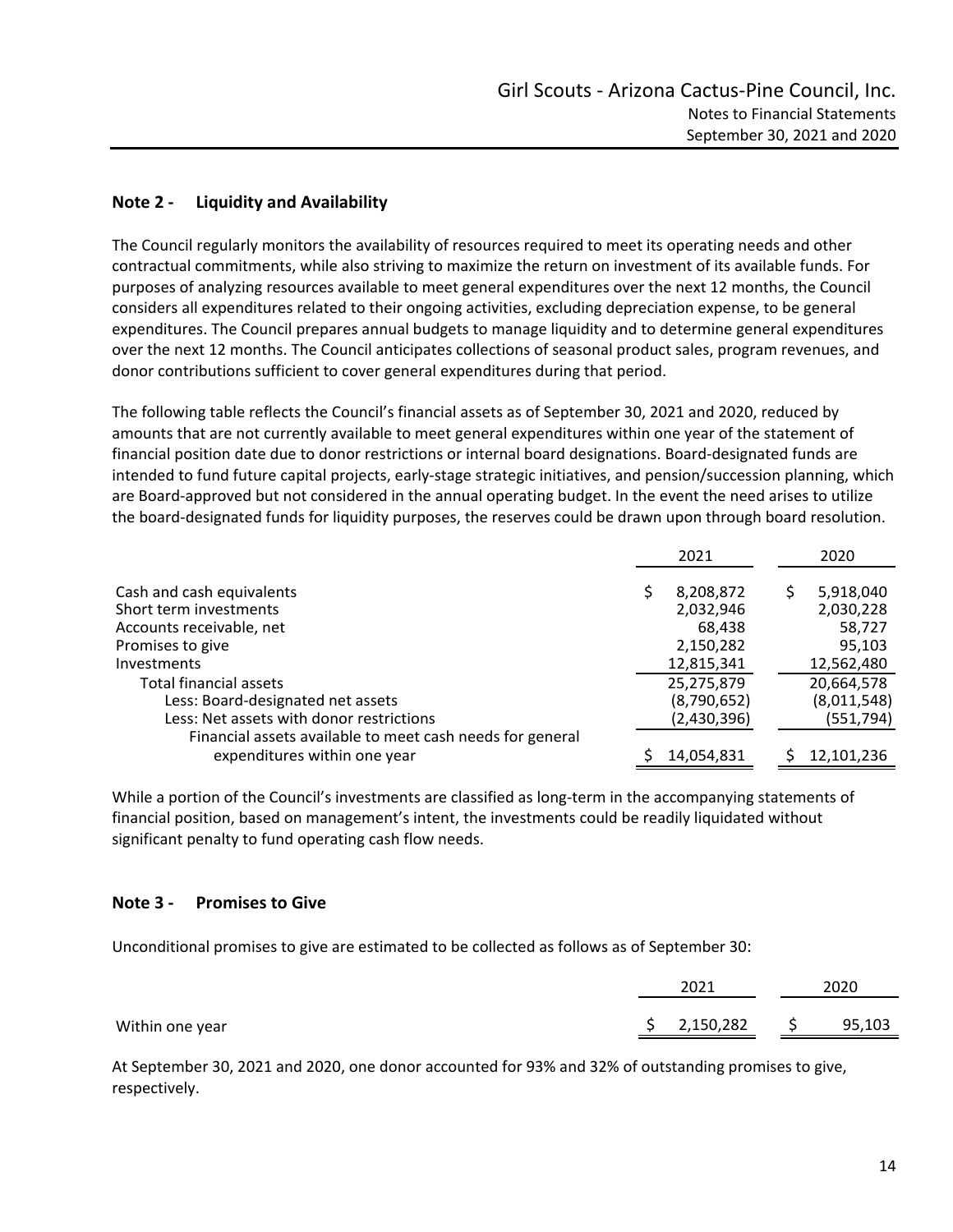## Note 2 - Liquidity and Availability

The Council regularly monitors the availability of resources required to meet its operating needs and other contractual commitments, while also striving to maximize the return on investment of its available funds. For purposes of analyzing resources available to meet general expenditures over the next 12 months, the Council considers all expenditures related to their ongoing activities, excluding depreciation expense, to be general expenditures. The Council prepares annual budgets to manage liquidity and to determine general expenditures over the next 12 months. The Council anticipates collections of seasonal product sales, program revenues, and donor contributions sufficient to cover general expenditures during that period.

The following table reflects the Council's financial assets as of September 30, 2021 and 2020, reduced by amounts that are not currently available to meet general expenditures within one year of the statement of financial position date due to donor restrictions or internal board designations. Board-designated funds are intended to fund future capital projects, early-stage strategic initiatives, and pension/succession planning, which are Board-approved but not considered in the annual operating budget. In the event the need arises to utilize the board-designated funds for liquidity purposes, the reserves could be drawn upon through board resolution.

| | 2021 | 2020 |
|---|---|---|
| Cash and cash equivalents | $ 8,208,872 | $ 5,918,040 |
| Short term investments | 2,032,946 | 2,030,228 |
| Accounts receivable, net | 68,438 | 58,727 |
| Promises to give | 2,150,282 | 95,103 |
| Investments | 12,815,341 | 12,562,480 |
| Total financial assets | 25,275,879 | 20,664,578 |
| Less: Board-designated net assets | (8,790,652) | (8,011,548) |
| Less: Net assets with donor restrictions | (2,430,396) | (551,794) |
| Financial assets available to meet cash needs for general expenditures within one year | $ 14,054,831 | $ 12,101,236 |

While a portion of the Council's investments are classified as long-term in the accompanying statements of financial position, based on management's intent, the investments could be readily liquidated without significant penalty to fund operating cash flow needs.

## Note 3 - Promises to Give

Unconditional promises to give are estimated to be collected as follows as of September 30:

| | 2021 | 2020 |
|---|---|---|
| Within one year | $ 2,150,282 | $ 95,103 |

At September 30, 2021 and 2020, one donor accounted for 93% and 32% of outstanding promises to give, respectively.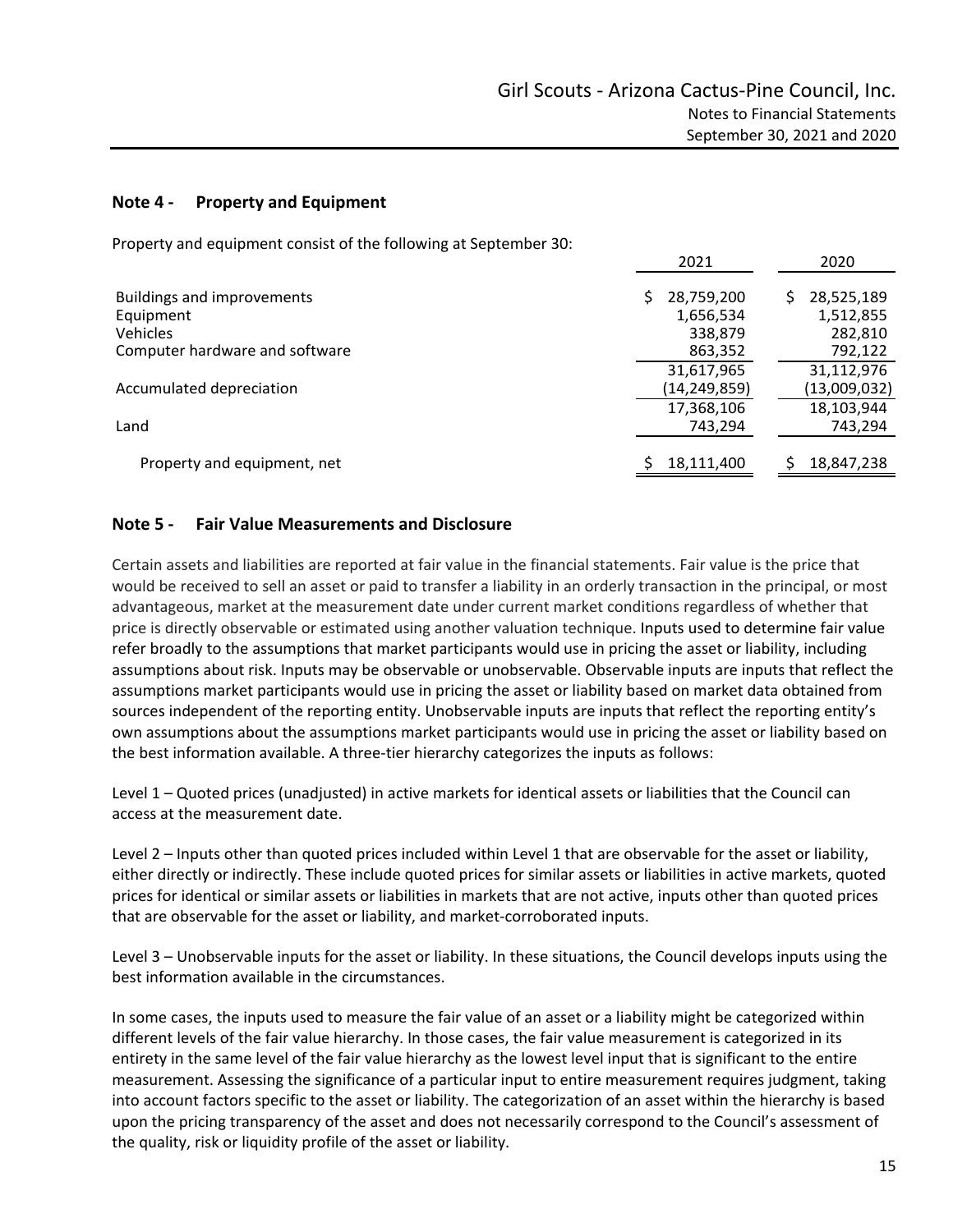## Note 4 - Property and Equipment

Property and equipment consist of the following at September 30:

| | 2021 | 2020 |
|---|---|---|
| Buildings and improvements | $ 28,759,200 | $ 28,525,189 |
| Equipment | 1,656,534 | 1,512,855 |
| Vehicles | 338,879 | 282,810 |
| Computer hardware and software | 863,352 | 792,122 |
| | 31,617,965 | 31,112,976 |
| Accumulated depreciation | (14,249,859) | (13,009,032) |
| | 17,368,106 | 18,103,944 |
| Land | 743,294 | 743,294 |
| Property and equipment, net | $ 18,111,400 | $ 18,847,238 |

## Note 5 - Fair Value Measurements and Disclosure

Certain assets and liabilities are reported at fair value in the financial statements. Fair value is the price that would be received to sell an asset or paid to transfer a liability in an orderly transaction in the principal, or most advantageous, market at the measurement date under current market conditions regardless of whether that price is directly observable or estimated using another valuation technique. Inputs used to determine fair value refer broadly to the assumptions that market participants would use in pricing the asset or liability, including assumptions about risk. Inputs may be observable or unobservable. Observable inputs are inputs that reflect the assumptions market participants would use in pricing the asset or liability based on market data obtained from sources independent of the reporting entity. Unobservable inputs are inputs that reflect the reporting entity's own assumptions about the assumptions market participants would use in pricing the asset or liability based on the best information available. A three-tier hierarchy categorizes the inputs as follows:

Level 1 – Quoted prices (unadjusted) in active markets for identical assets or liabilities that the Council can access at the measurement date.

Level 2 – Inputs other than quoted prices included within Level 1 that are observable for the asset or liability, either directly or indirectly. These include quoted prices for similar assets or liabilities in active markets, quoted prices for identical or similar assets or liabilities in markets that are not active, inputs other than quoted prices that are observable for the asset or liability, and market-corroborated inputs.

Level 3 – Unobservable inputs for the asset or liability. In these situations, the Council develops inputs using the best information available in the circumstances.

In some cases, the inputs used to measure the fair value of an asset or a liability might be categorized within different levels of the fair value hierarchy. In those cases, the fair value measurement is categorized in its entirety in the same level of the fair value hierarchy as the lowest level input that is significant to the entire measurement. Assessing the significance of a particular input to entire measurement requires judgment, taking into account factors specific to the asset or liability. The categorization of an asset within the hierarchy is based upon the pricing transparency of the asset and does not necessarily correspond to the Council's assessment of the quality, risk or liquidity profile of the asset or liability.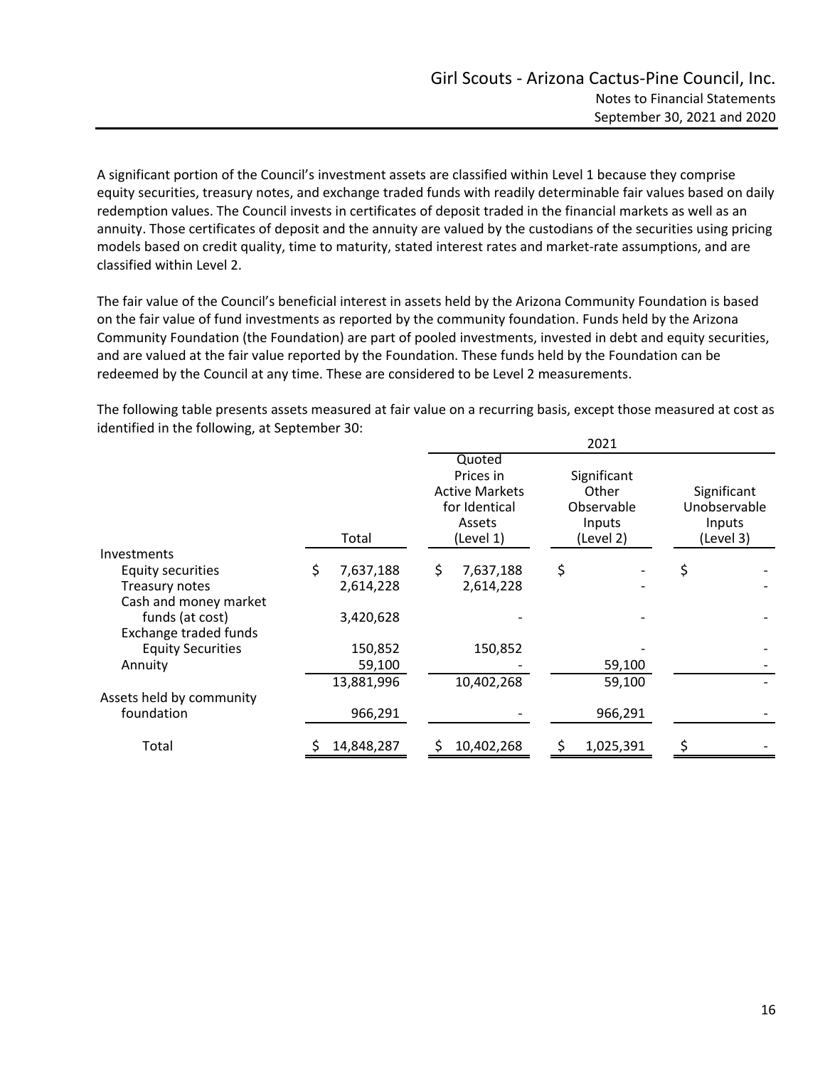A significant portion of the Council's investment assets are classified within Level 1 because they comprise equity securities, treasury notes, and exchange traded funds with readily determinable fair values based on daily redemption values. The Council invests in certificates of deposit traded in the financial markets as well as an annuity. Those certificates of deposit and the annuity are valued by the custodians of the securities using pricing models based on credit quality, time to maturity, stated interest rates and market-rate assumptions, and are classified within Level 2.

The fair value of the Council's beneficial interest in assets held by the Arizona Community Foundation is based on the fair value of fund investments as reported by the community foundation. Funds held by the Arizona Community Foundation (the Foundation) are part of pooled investments, invested in debt and equity securities, and are valued at the fair value reported by the Foundation. These funds held by the Foundation can be redeemed by the Council at any time. These are considered to be Level 2 measurements.

The following table presents assets measured at fair value on a recurring basis, except those measured at cost as identified in the following, at September 30:

| | | 2021 | | |
|---|---|---|---|---|
| | Total | Quoted Prices in Active Markets for Identical Assets (Level 1) | Significant Other Observable Inputs (Level 2) | Significant Unobservable Inputs (Level 3) |
| Investments | | | | |
| Equity securities | $ 7,637,188 | $ 7,637,188 | $ - | $ - |
| Treasury notes | 2,614,228 | 2,614,228 | - | - |
| Cash and money market funds (at cost) | 3,420,628 | - | - | - |
| Exchange traded funds Equity Securities | 150,852 | 150,852 | - | - |
| Annuity | 59,100 | - | 59,100 | - |
| | 13,881,996 | 10,402,268 | 59,100 | - |
| Assets held by community foundation | 966,291 | - | 966,291 | - |
| Total | $ 14,848,287 | $ 10,402,268 | $ 1,025,391 | $ - |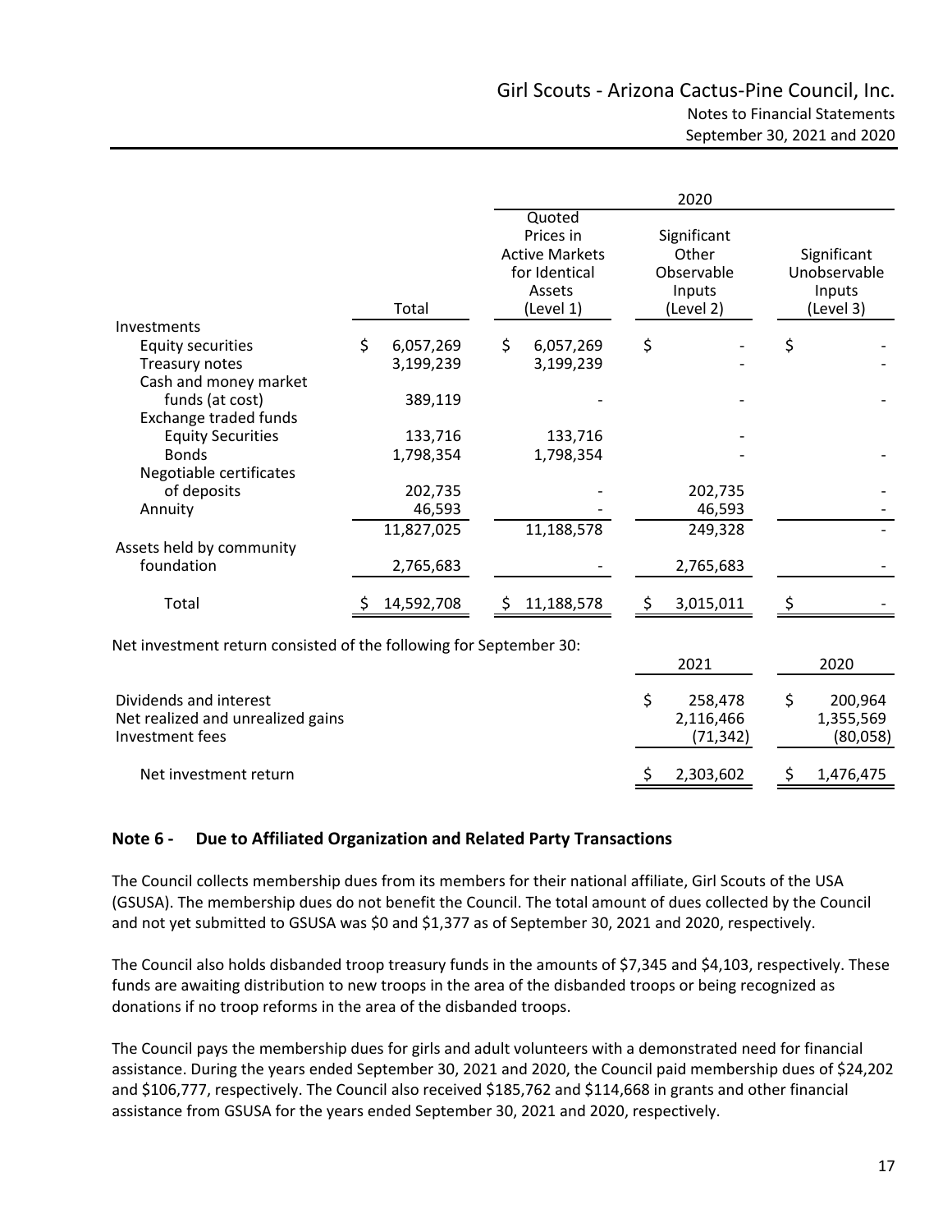| | Total | 2020 Quoted Prices in Active Markets for Identical Assets (Level 1) | Significant Other Observable Inputs (Level 2) | Significant Unobservable Inputs (Level 3) |
|---|---|---|---|---|
| Investments | | | | |
| Equity securities | $ 6,057,269 | $ 6,057,269 | $ - | $ - |
| Treasury notes | 3,199,239 | 3,199,239 | - | - |
| Cash and money market funds (at cost) | 389,119 | - | - | - |
| Exchange traded funds | | | | |
| Equity Securities | 133,716 | 133,716 | - | |
| Bonds | 1,798,354 | 1,798,354 | - | - |
| Negotiable certificates of deposits | 202,735 | - | 202,735 | - |
| Annuity | 46,593 | - | 46,593 | - |
| | 11,827,025 | 11,188,578 | 249,328 | - |
| Assets held by community foundation | 2,765,683 | - | 2,765,683 | - |
| Total | $ 14,592,708 | $ 11,188,578 | $ 3,015,011 | $ - |

Net investment return consisted of the following for September 30:

| | 2021 | 2020 |
|---|---|---|
| Dividends and interest | $ 258,478 | $ 200,964 |
| Net realized and unrealized gains | 2,116,466 | 1,355,569 |
| Investment fees | (71,342) | (80,058) |
| Net investment return | $ 2,303,602 | $ 1,476,475 |

## Note 6 - Due to Affiliated Organization and Related Party Transactions

The Council collects membership dues from its members for their national affiliate, Girl Scouts of the USA (GSUSA). The membership dues do not benefit the Council. The total amount of dues collected by the Council and not yet submitted to GSUSA was $0 and $1,377 as of September 30, 2021 and 2020, respectively.

The Council also holds disbanded troop treasury funds in the amounts of $7,345 and $4,103, respectively. These funds are awaiting distribution to new troops in the area of the disbanded troops or being recognized as donations if no troop reforms in the area of the disbanded troops.

The Council pays the membership dues for girls and adult volunteers with a demonstrated need for financial assistance. During the years ended September 30, 2021 and 2020, the Council paid membership dues of $24,202 and $106,777, respectively. The Council also received $185,762 and $114,668 in grants and other financial assistance from GSUSA for the years ended September 30, 2021 and 2020, respectively.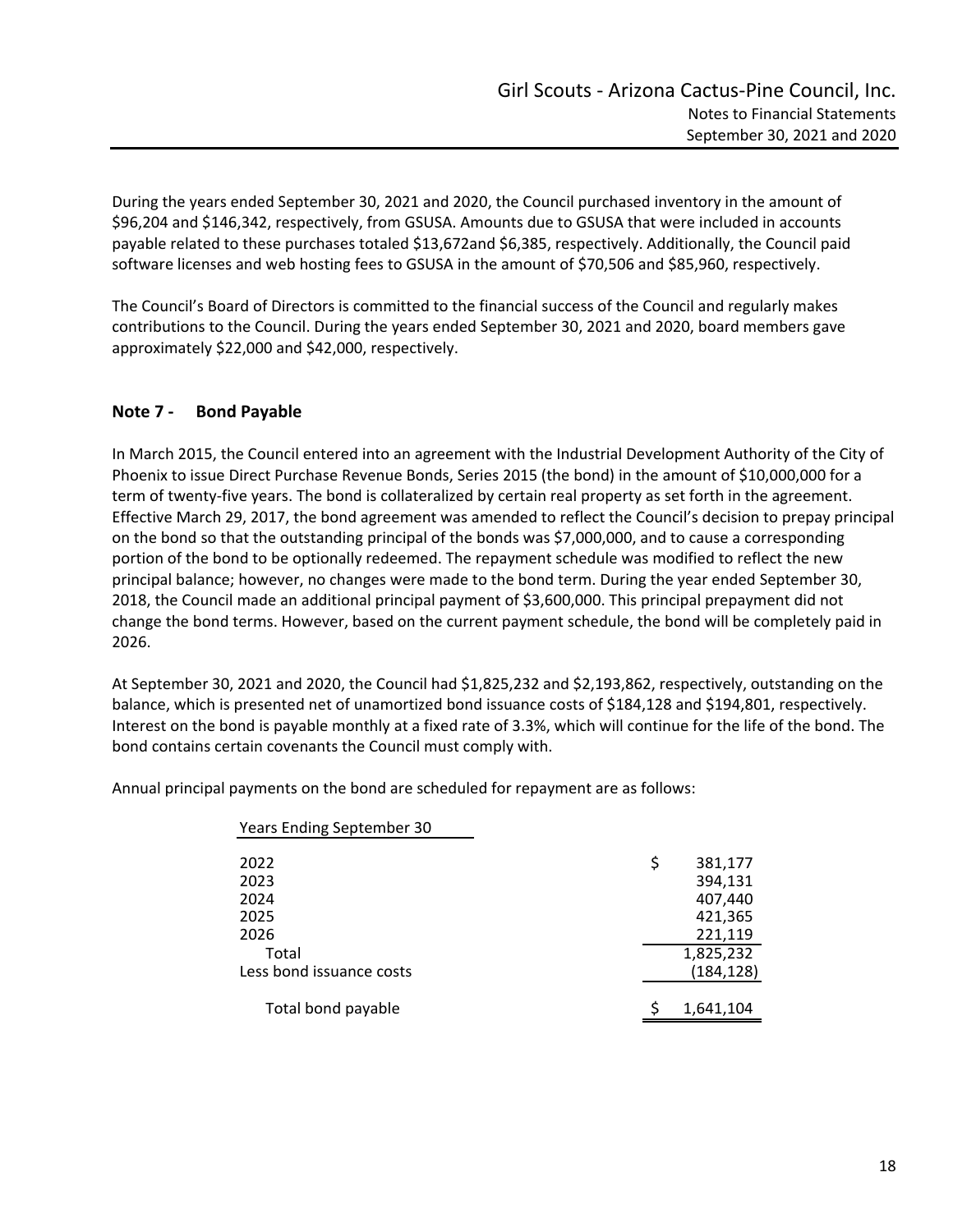During the years ended September 30, 2021 and 2020, the Council purchased inventory in the amount of $96,204 and $146,342, respectively, from GSUSA. Amounts due to GSUSA that were included in accounts payable related to these purchases totaled $13,672and $6,385, respectively. Additionally, the Council paid software licenses and web hosting fees to GSUSA in the amount of $70,506 and $85,960, respectively.

The Council's Board of Directors is committed to the financial success of the Council and regularly makes contributions to the Council. During the years ended September 30, 2021 and 2020, board members gave approximately $22,000 and $42,000, respectively.

## Note 7 - Bond Payable

In March 2015, the Council entered into an agreement with the Industrial Development Authority of the City of Phoenix to issue Direct Purchase Revenue Bonds, Series 2015 (the bond) in the amount of $10,000,000 for a term of twenty-five years. The bond is collateralized by certain real property as set forth in the agreement. Effective March 29, 2017, the bond agreement was amended to reflect the Council's decision to prepay principal on the bond so that the outstanding principal of the bonds was $7,000,000, and to cause a corresponding portion of the bond to be optionally redeemed. The repayment schedule was modified to reflect the new principal balance; however, no changes were made to the bond term. During the year ended September 30, 2018, the Council made an additional principal payment of $3,600,000. This principal prepayment did not change the bond terms. However, based on the current payment schedule, the bond will be completely paid in 2026.

At September 30, 2021 and 2020, the Council had $1,825,232 and $2,193,862, respectively, outstanding on the balance, which is presented net of unamortized bond issuance costs of $184,128 and $194,801, respectively. Interest on the bond is payable monthly at a fixed rate of 3.3%, which will continue for the life of the bond. The bond contains certain covenants the Council must comply with.

Annual principal payments on the bond are scheduled for repayment are as follows:

| Years Ending September 30 | |
|---|---|
| 2022 | $ 381,177 |
| 2023 | 394,131 |
| 2024 | 407,440 |
| 2025 | 421,365 |
| 2026 | 221,119 |
| Total | 1,825,232 |
| Less bond issuance costs | (184,128) |
| Total bond payable | $ 1,641,104 |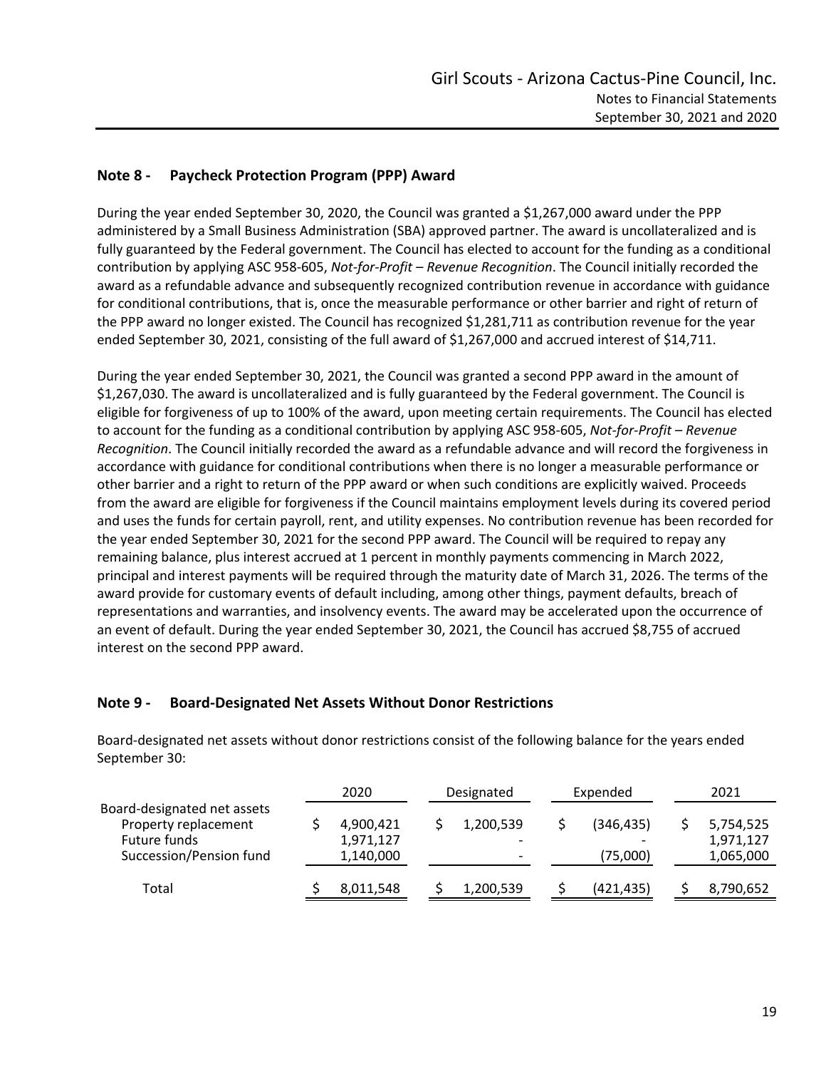## Note 8 - Paycheck Protection Program (PPP) Award

During the year ended September 30, 2020, the Council was granted a $1,267,000 award under the PPP administered by a Small Business Administration (SBA) approved partner. The award is uncollateralized and is fully guaranteed by the Federal government. The Council has elected to account for the funding as a conditional contribution by applying ASC 958-605, *Not-for-Profit – Revenue Recognition*. The Council initially recorded the award as a refundable advance and subsequently recognized contribution revenue in accordance with guidance for conditional contributions, that is, once the measurable performance or other barrier and right of return of the PPP award no longer existed. The Council has recognized $1,281,711 as contribution revenue for the year ended September 30, 2021, consisting of the full award of $1,267,000 and accrued interest of $14,711.

During the year ended September 30, 2021, the Council was granted a second PPP award in the amount of $1,267,030. The award is uncollateralized and is fully guaranteed by the Federal government. The Council is eligible for forgiveness of up to 100% of the award, upon meeting certain requirements. The Council has elected to account for the funding as a conditional contribution by applying ASC 958-605, *Not-for-Profit – Revenue Recognition*. The Council initially recorded the award as a refundable advance and will record the forgiveness in accordance with guidance for conditional contributions when there is no longer a measurable performance or other barrier and a right to return of the PPP award or when such conditions are explicitly waived. Proceeds from the award are eligible for forgiveness if the Council maintains employment levels during its covered period and uses the funds for certain payroll, rent, and utility expenses. No contribution revenue has been recorded for the year ended September 30, 2021 for the second PPP award. The Council will be required to repay any remaining balance, plus interest accrued at 1 percent in monthly payments commencing in March 2022, principal and interest payments will be required through the maturity date of March 31, 2026. The terms of the award provide for customary events of default including, among other things, payment defaults, breach of representations and warranties, and insolvency events. The award may be accelerated upon the occurrence of an event of default. During the year ended September 30, 2021, the Council has accrued $8,755 of accrued interest on the second PPP award.

## Note 9 - Board-Designated Net Assets Without Donor Restrictions

Board-designated net assets without donor restrictions consist of the following balance for the years ended September 30:

| | 2020 | Designated | Expended | 2021 |
|---|---|---|---|---|
| Board-designated net assets | | | | |
| Property replacement | $ 4,900,421 | $ 1,200,539 | $ (346,435) | $ 5,754,525 |
| Future funds | 1,971,127 | - | - | 1,971,127 |
| Succession/Pension fund | 1,140,000 | - | (75,000) | 1,065,000 |
| Total | $ 8,011,548 | $ 1,200,539 | $ (421,435) | $ 8,790,652 |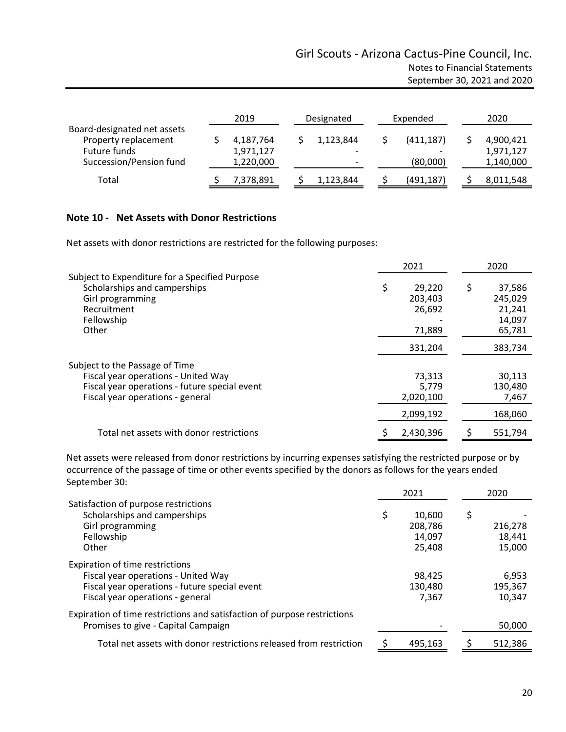| | 2019 | Designated | Expended | 2020 |
|---|---|---|---|---|
| Board-designated net assets | | | | |
| Property replacement | $ 4,187,764 | $ 1,123,844 | $ (411,187) | $ 4,900,421 |
| Future funds | 1,971,127 | - | - | 1,971,127 |
| Succession/Pension fund | 1,220,000 | - | (80,000) | 1,140,000 |
| Total | $ 7,378,891 | $ 1,123,844 | $ (491,187) | $ 8,011,548 |

## Note 10 - Net Assets with Donor Restrictions

Net assets with donor restrictions are restricted for the following purposes:

| | 2021 | 2020 |
|---|---|---|
| Subject to Expenditure for a Specified Purpose | | |
| Scholarships and camperships | $ 29,220 | $ 37,586 |
| Girl programming | 203,403 | 245,029 |
| Recruitment | 26,692 | 21,241 |
| Fellowship | - | 14,097 |
| Other | 71,889 | 65,781 |
| | 331,204 | 383,734 |
| Subject to the Passage of Time | | |
| Fiscal year operations - United Way | 73,313 | 30,113 |
| Fiscal year operations - future special event | 5,779 | 130,480 |
| Fiscal year operations - general | 2,020,100 | 7,467 |
| | 2,099,192 | 168,060 |
| Total net assets with donor restrictions | $ 2,430,396 | $ 551,794 |

Net assets were released from donor restrictions by incurring expenses satisfying the restricted purpose or by occurrence of the passage of time or other events specified by the donors as follows for the years ended September 30:

| | 2021 | 2020 |
|---|---|---|
| Satisfaction of purpose restrictions | | |
| Scholarships and camperships | $ 10,600 | $ - |
| Girl programming | 208,786 | 216,278 |
| Fellowship | 14,097 | 18,441 |
| Other | 25,408 | 15,000 |
| Expiration of time restrictions | | |
| Fiscal year operations - United Way | 98,425 | 6,953 |
| Fiscal year operations - future special event | 130,480 | 195,367 |
| Fiscal year operations - general | 7,367 | 10,347 |
| Expiration of time restrictions and satisfaction of purpose restrictions | | |
| Promises to give - Capital Campaign | - | 50,000 |
| Total net assets with donor restrictions released from restriction | $ 495,163 | $ 512,386 |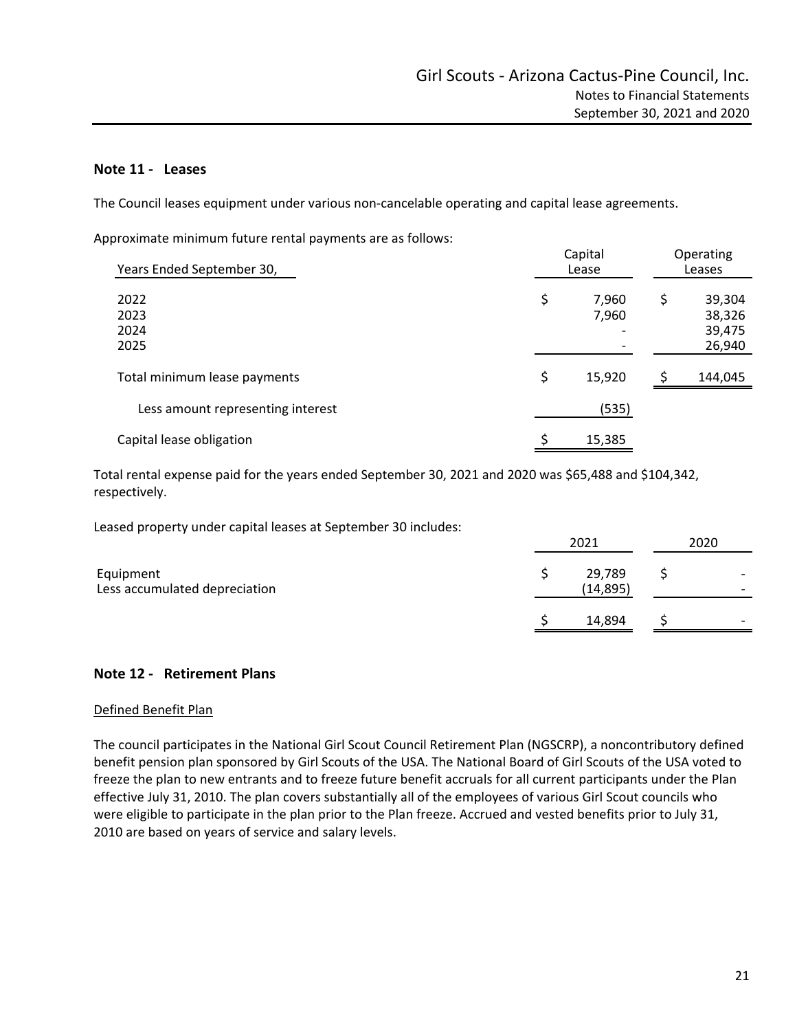## Note 11 - Leases

The Council leases equipment under various non-cancelable operating and capital lease agreements.

Approximate minimum future rental payments are as follows:

| Years Ended September 30, | Capital Lease | Operating Leases |
|---|---|---|
| 2022 | $ 7,960 | $ 39,304 |
| 2023 | 7,960 | 38,326 |
| 2024 | - | 39,475 |
| 2025 | - | 26,940 |
| Total minimum lease payments | $ 15,920 | $ 144,045 |
| Less amount representing interest | (535) | |
| Capital lease obligation | $ 15,385 | |

Total rental expense paid for the years ended September 30, 2021 and 2020 was $65,488 and $104,342, respectively.

Leased property under capital leases at September 30 includes:

| | 2021 | 2020 |
|---|---|---|
| Equipment | $ 29,789 | $ - |
| Less accumulated depreciation | (14,895) | - |
| | $ 14,894 | $ - |

## Note 12 - Retirement Plans

Defined Benefit Plan

The council participates in the National Girl Scout Council Retirement Plan (NGSCRP), a noncontributory defined benefit pension plan sponsored by Girl Scouts of the USA. The National Board of Girl Scouts of the USA voted to freeze the plan to new entrants and to freeze future benefit accruals for all current participants under the Plan effective July 31, 2010. The plan covers substantially all of the employees of various Girl Scout councils who were eligible to participate in the plan prior to the Plan freeze. Accrued and vested benefits prior to July 31, 2010 are based on years of service and salary levels.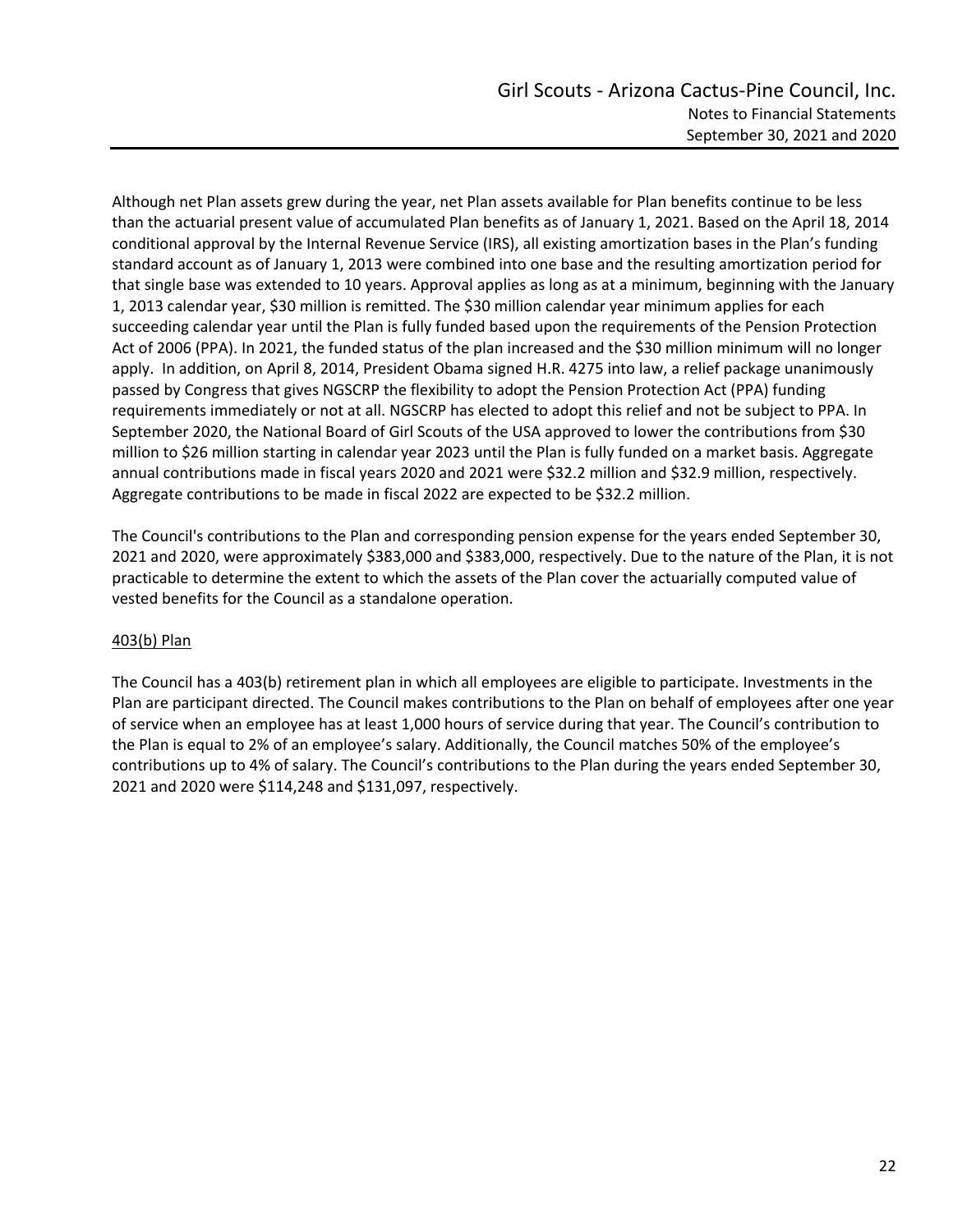Although net Plan assets grew during the year, net Plan assets available for Plan benefits continue to be less than the actuarial present value of accumulated Plan benefits as of January 1, 2021. Based on the April 18, 2014 conditional approval by the Internal Revenue Service (IRS), all existing amortization bases in the Plan's funding standard account as of January 1, 2013 were combined into one base and the resulting amortization period for that single base was extended to 10 years. Approval applies as long as at a minimum, beginning with the January 1, 2013 calendar year, $30 million is remitted. The $30 million calendar year minimum applies for each succeeding calendar year until the Plan is fully funded based upon the requirements of the Pension Protection Act of 2006 (PPA). In 2021, the funded status of the plan increased and the $30 million minimum will no longer apply. In addition, on April 8, 2014, President Obama signed H.R. 4275 into law, a relief package unanimously passed by Congress that gives NGSCRP the flexibility to adopt the Pension Protection Act (PPA) funding requirements immediately or not at all. NGSCRP has elected to adopt this relief and not be subject to PPA. In September 2020, the National Board of Girl Scouts of the USA approved to lower the contributions from $30 million to $26 million starting in calendar year 2023 until the Plan is fully funded on a market basis. Aggregate annual contributions made in fiscal years 2020 and 2021 were $32.2 million and $32.9 million, respectively. Aggregate contributions to be made in fiscal 2022 are expected to be $32.2 million.

The Council's contributions to the Plan and corresponding pension expense for the years ended September 30, 2021 and 2020, were approximately $383,000 and $383,000, respectively. Due to the nature of the Plan, it is not practicable to determine the extent to which the assets of the Plan cover the actuarially computed value of vested benefits for the Council as a standalone operation.

<u>403(b) Plan</u>

The Council has a 403(b) retirement plan in which all employees are eligible to participate. Investments in the Plan are participant directed. The Council makes contributions to the Plan on behalf of employees after one year of service when an employee has at least 1,000 hours of service during that year. The Council's contribution to the Plan is equal to 2% of an employee's salary. Additionally, the Council matches 50% of the employee's contributions up to 4% of salary. The Council's contributions to the Plan during the years ended September 30, 2021 and 2020 were $114,248 and $131,097, respectively.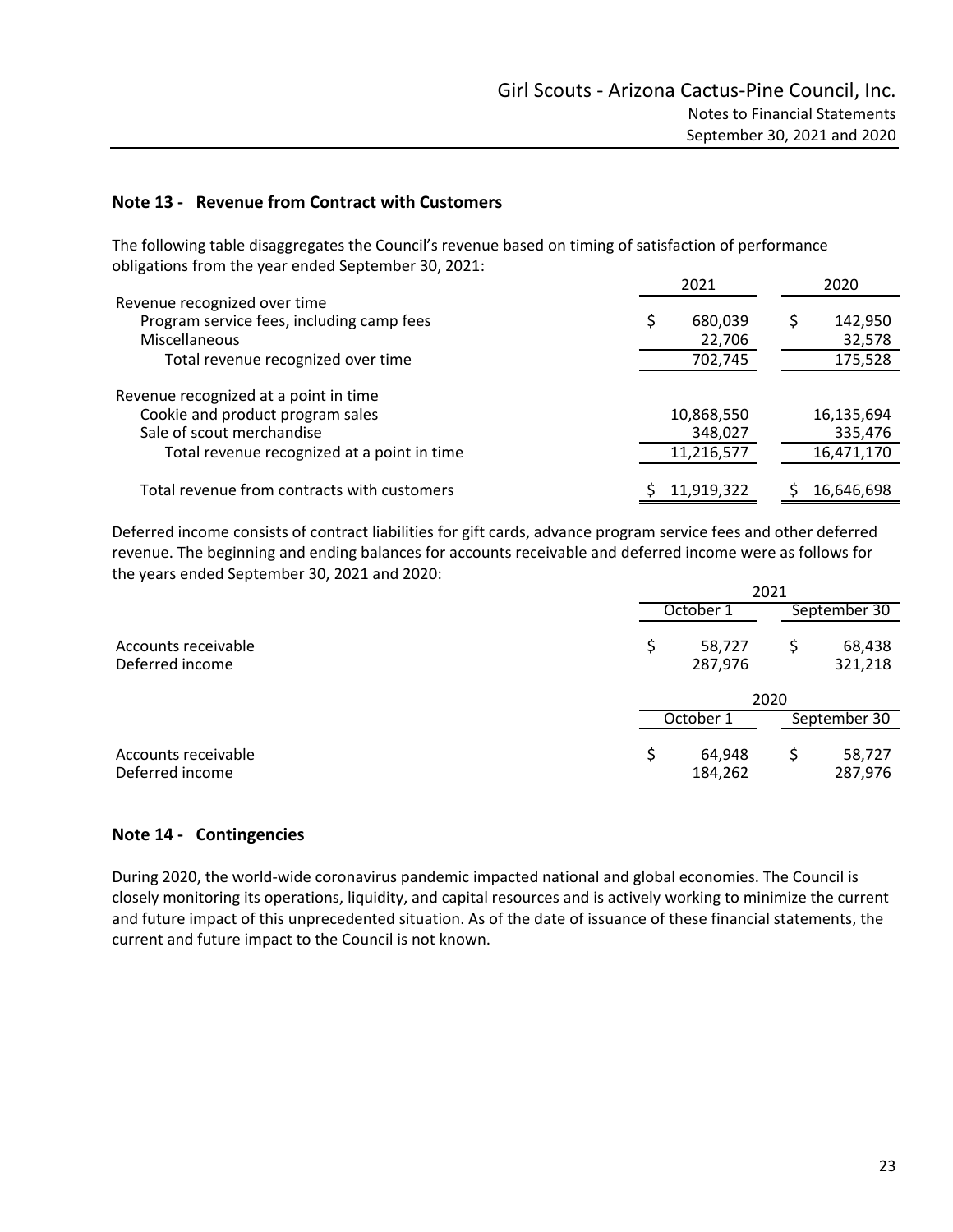## Note 13 - Revenue from Contract with Customers

The following table disaggregates the Council's revenue based on timing of satisfaction of performance obligations from the year ended September 30, 2021:

| | 2021 | 2020 |
|---|---|---|
| Revenue recognized over time | | |
| Program service fees, including camp fees | $ 680,039 | $ 142,950 |
| Miscellaneous | 22,706 | 32,578 |
| Total revenue recognized over time | 702,745 | 175,528 |
| Revenue recognized at a point in time | | |
| Cookie and product program sales | 10,868,550 | 16,135,694 |
| Sale of scout merchandise | 348,027 | 335,476 |
| Total revenue recognized at a point in time | 11,216,577 | 16,471,170 |
| Total revenue from contracts with customers | $ 11,919,322 | $ 16,646,698 |

Deferred income consists of contract liabilities for gift cards, advance program service fees and other deferred revenue. The beginning and ending balances for accounts receivable and deferred income were as follows for the years ended September 30, 2021 and 2020:

| | 2021 | |
|---|---|---|
| | October 1 | September 30 |
| Accounts receivable | $ 58,727 | $ 68,438 |
| Deferred income | 287,976 | 321,218 |

| | 2020 | |
|---|---|---|
| | October 1 | September 30 |
| Accounts receivable | $ 64,948 | $ 58,727 |
| Deferred income | 184,262 | 287,976 |

## Note 14 - Contingencies

During 2020, the world-wide coronavirus pandemic impacted national and global economies. The Council is closely monitoring its operations, liquidity, and capital resources and is actively working to minimize the current and future impact of this unprecedented situation. As of the date of issuance of these financial statements, the current and future impact to the Council is not known.